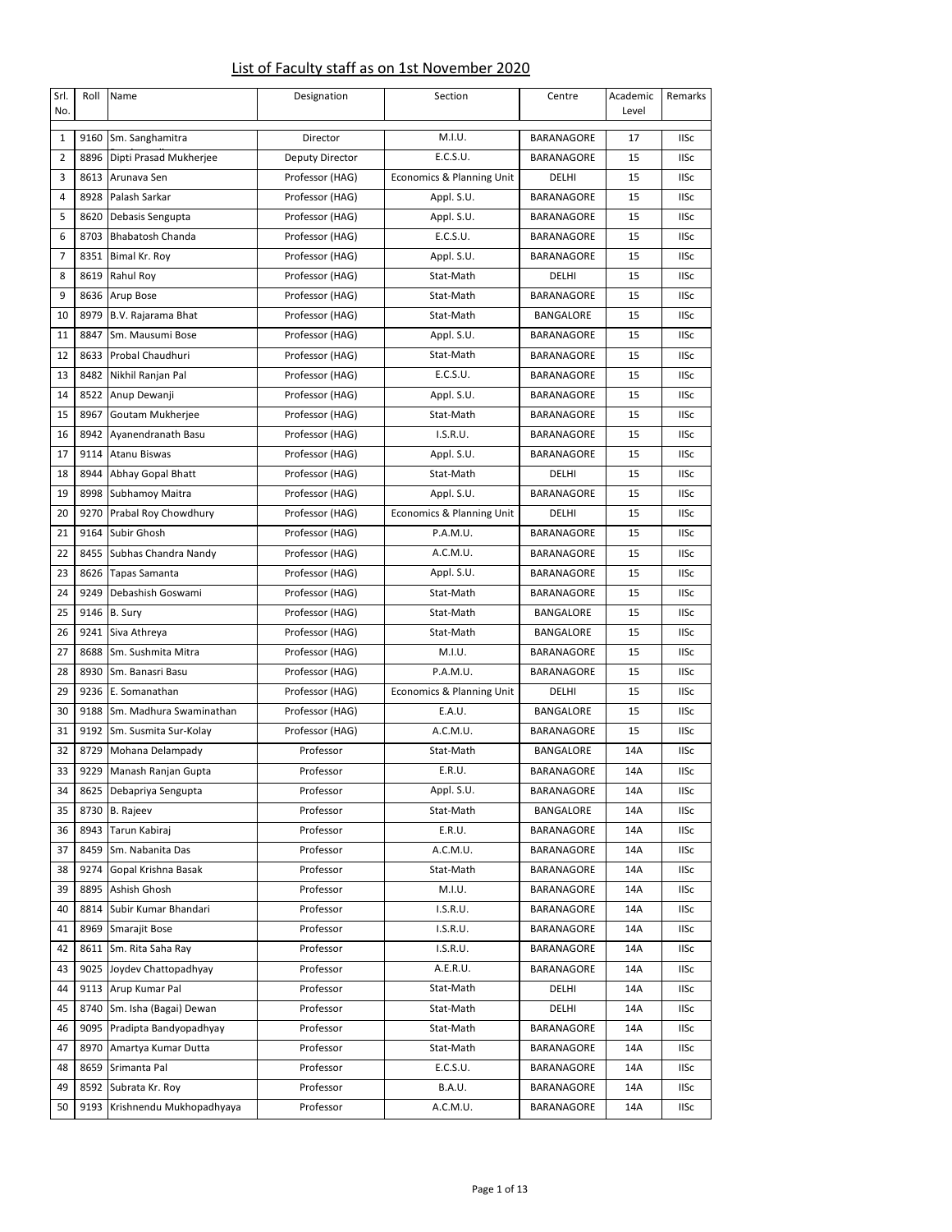# List of Faculty staff as on 1st November 2020

| Srl. No. | Roll | Name | Designation | Section | Centre | Academic Level | Remarks |
|---|---|---|---|---|---|---|---|
| 1 | 9160 | Sm. Sanghamitra | Director | M.I.U. | BARANAGORE | 17 | IISc |
| 2 | 8896 | Dipti Prasad Mukherjee | Deputy Director | E.C.S.U. | BARANAGORE | 15 | IISc |
| 3 | 8613 | Arunava Sen | Professor (HAG) | Economics & Planning Unit | DELHI | 15 | IISc |
| 4 | 8928 | Palash Sarkar | Professor (HAG) | Appl. S.U. | BARANAGORE | 15 | IISc |
| 5 | 8620 | Debasis Sengupta | Professor (HAG) | Appl. S.U. | BARANAGORE | 15 | IISc |
| 6 | 8703 | Bhabatosh Chanda | Professor (HAG) | E.C.S.U. | BARANAGORE | 15 | IISc |
| 7 | 8351 | Bimal Kr. Roy | Professor (HAG) | Appl. S.U. | BARANAGORE | 15 | IISc |
| 8 | 8619 | Rahul Roy | Professor (HAG) | Stat-Math | DELHI | 15 | IISc |
| 9 | 8636 | Arup Bose | Professor (HAG) | Stat-Math | BARANAGORE | 15 | IISc |
| 10 | 8979 | B.V. Rajarama Bhat | Professor (HAG) | Stat-Math | BANGALORE | 15 | IISc |
| 11 | 8847 | Sm. Mausumi Bose | Professor (HAG) | Appl. S.U. | BARANAGORE | 15 | IISc |
| 12 | 8633 | Probal Chaudhuri | Professor (HAG) | Stat-Math | BARANAGORE | 15 | IISc |
| 13 | 8482 | Nikhil Ranjan Pal | Professor (HAG) | E.C.S.U. | BARANAGORE | 15 | IISc |
| 14 | 8522 | Anup Dewanji | Professor (HAG) | Appl. S.U. | BARANAGORE | 15 | IISc |
| 15 | 8967 | Goutam Mukherjee | Professor (HAG) | Stat-Math | BARANAGORE | 15 | IISc |
| 16 | 8942 | Ayanendranath Basu | Professor (HAG) | I.S.R.U. | BARANAGORE | 15 | IISc |
| 17 | 9114 | Atanu Biswas | Professor (HAG) | Appl. S.U. | BARANAGORE | 15 | IISc |
| 18 | 8944 | Abhay Gopal Bhatt | Professor (HAG) | Stat-Math | DELHI | 15 | IISc |
| 19 | 8998 | Subhamoy Maitra | Professor (HAG) | Appl. S.U. | BARANAGORE | 15 | IISc |
| 20 | 9270 | Prabal Roy Chowdhury | Professor (HAG) | Economics & Planning Unit | DELHI | 15 | IISc |
| 21 | 9164 | Subir Ghosh | Professor (HAG) | P.A.M.U. | BARANAGORE | 15 | IISc |
| 22 | 8455 | Subhas Chandra Nandy | Professor (HAG) | A.C.M.U. | BARANAGORE | 15 | IISc |
| 23 | 8626 | Tapas Samanta | Professor (HAG) | Appl. S.U. | BARANAGORE | 15 | IISc |
| 24 | 9249 | Debashish Goswami | Professor (HAG) | Stat-Math | BARANAGORE | 15 | IISc |
| 25 | 9146 | B. Sury | Professor (HAG) | Stat-Math | BANGALORE | 15 | IISc |
| 26 | 9241 | Siva Athreya | Professor (HAG) | Stat-Math | BANGALORE | 15 | IISc |
| 27 | 8688 | Sm. Sushmita Mitra | Professor (HAG) | M.I.U. | BARANAGORE | 15 | IISc |
| 28 | 8930 | Sm. Banasri Basu | Professor (HAG) | P.A.M.U. | BARANAGORE | 15 | IISc |
| 29 | 9236 | E. Somanathan | Professor (HAG) | Economics & Planning Unit | DELHI | 15 | IISc |
| 30 | 9188 | Sm. Madhura Swaminathan | Professor (HAG) | E.A.U. | BANGALORE | 15 | IISc |
| 31 | 9192 | Sm. Susmita Sur-Kolay | Professor (HAG) | A.C.M.U. | BARANAGORE | 15 | IISc |
| 32 | 8729 | Mohana Delampady | Professor | Stat-Math | BANGALORE | 14A | IISc |
| 33 | 9229 | Manash Ranjan Gupta | Professor | E.R.U. | BARANAGORE | 14A | IISc |
| 34 | 8625 | Debapriya Sengupta | Professor | Appl. S.U. | BARANAGORE | 14A | IISc |
| 35 | 8730 | B. Rajeev | Professor | Stat-Math | BANGALORE | 14A | IISc |
| 36 | 8943 | Tarun Kabiraj | Professor | E.R.U. | BARANAGORE | 14A | IISc |
| 37 | 8459 | Sm. Nabanita Das | Professor | A.C.M.U. | BARANAGORE | 14A | IISc |
| 38 | 9274 | Gopal Krishna Basak | Professor | Stat-Math | BARANAGORE | 14A | IISc |
| 39 | 8895 | Ashish Ghosh | Professor | M.I.U. | BARANAGORE | 14A | IISc |
| 40 | 8814 | Subir Kumar Bhandari | Professor | I.S.R.U. | BARANAGORE | 14A | IISc |
| 41 | 8969 | Smarajit Bose | Professor | I.S.R.U. | BARANAGORE | 14A | IISc |
| 42 | 8611 | Sm. Rita Saha Ray | Professor | I.S.R.U. | BARANAGORE | 14A | IISc |
| 43 | 9025 | Joydev Chattopadhyay | Professor | A.E.R.U. | BARANAGORE | 14A | IISc |
| 44 | 9113 | Arup Kumar Pal | Professor | Stat-Math | DELHI | 14A | IISc |
| 45 | 8740 | Sm. Isha (Bagai) Dewan | Professor | Stat-Math | DELHI | 14A | IISc |
| 46 | 9095 | Pradipta Bandyopadhyay | Professor | Stat-Math | BARANAGORE | 14A | IISc |
| 47 | 8970 | Amartya Kumar Dutta | Professor | Stat-Math | BARANAGORE | 14A | IISc |
| 48 | 8659 | Srimanta Pal | Professor | E.C.S.U. | BARANAGORE | 14A | IISc |
| 49 | 8592 | Subrata Kr. Roy | Professor | B.A.U. | BARANAGORE | 14A | IISc |
| 50 | 9193 | Krishnendu Mukhopadhyaya | Professor | A.C.M.U. | BARANAGORE | 14A | IISc |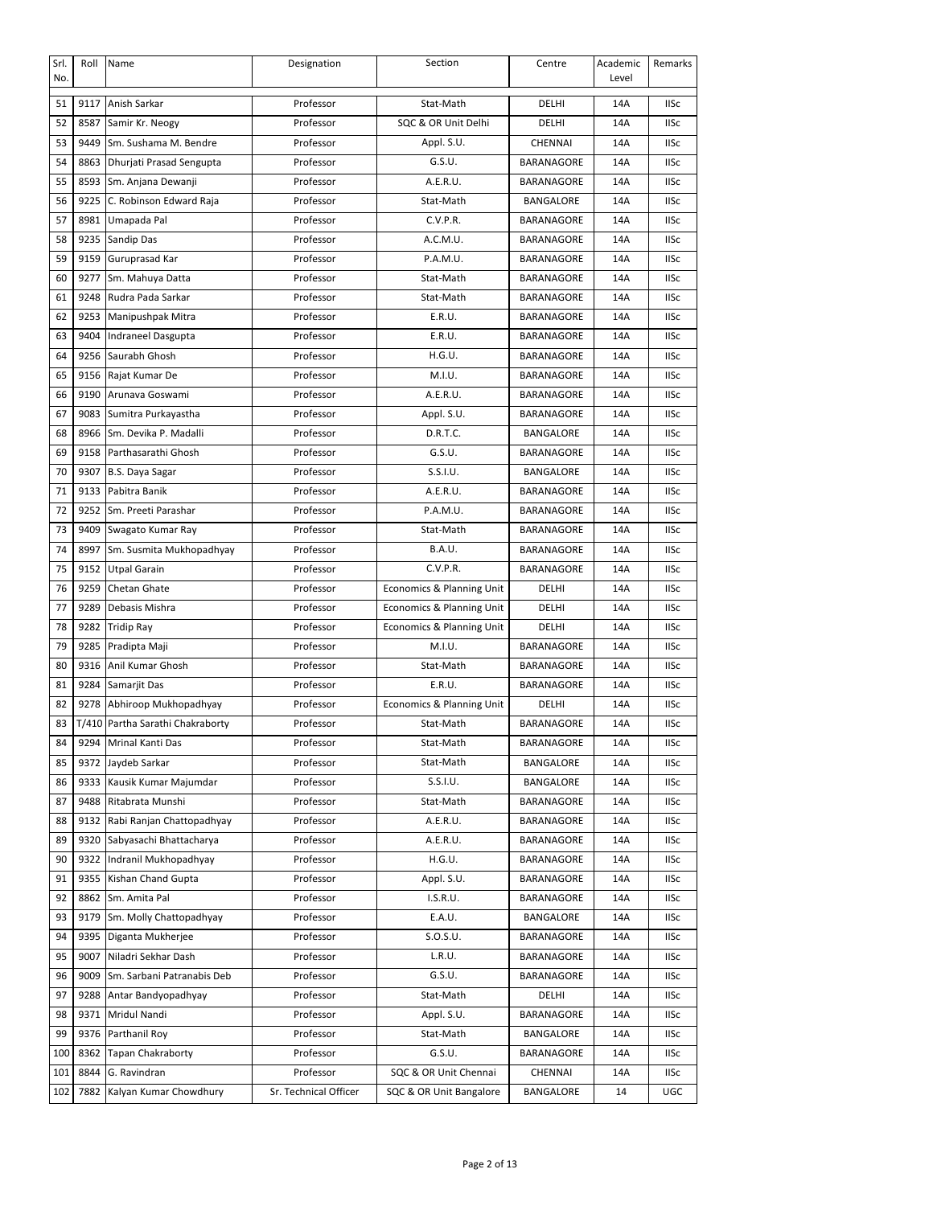| Srl. No. | Roll | Name | Designation | Section | Centre | Academic Level | Remarks |
|---|---|---|---|---|---|---|---|
| 51 | 9117 | Anish Sarkar | Professor | Stat-Math | DELHI | 14A | IISc |
| 52 | 8587 | Samir Kr. Neogy | Professor | SQC & OR Unit Delhi | DELHI | 14A | IISc |
| 53 | 9449 | Sm. Sushama M. Bendre | Professor | Appl. S.U. | CHENNAI | 14A | IISc |
| 54 | 8863 | Dhurjati Prasad Sengupta | Professor | G.S.U. | BARANAGORE | 14A | IISc |
| 55 | 8593 | Sm. Anjana Dewanji | Professor | A.E.R.U. | BARANAGORE | 14A | IISc |
| 56 | 9225 | C. Robinson Edward Raja | Professor | Stat-Math | BANGALORE | 14A | IISc |
| 57 | 8981 | Umapada Pal | Professor | C.V.P.R. | BARANAGORE | 14A | IISc |
| 58 | 9235 | Sandip Das | Professor | A.C.M.U. | BARANAGORE | 14A | IISc |
| 59 | 9159 | Guruprasad Kar | Professor | P.A.M.U. | BARANAGORE | 14A | IISc |
| 60 | 9277 | Sm. Mahuya Datta | Professor | Stat-Math | BARANAGORE | 14A | IISc |
| 61 | 9248 | Rudra Pada Sarkar | Professor | Stat-Math | BARANAGORE | 14A | IISc |
| 62 | 9253 | Manipushpak Mitra | Professor | E.R.U. | BARANAGORE | 14A | IISc |
| 63 | 9404 | Indraneel Dasgupta | Professor | E.R.U. | BARANAGORE | 14A | IISc |
| 64 | 9256 | Saurabh Ghosh | Professor | H.G.U. | BARANAGORE | 14A | IISc |
| 65 | 9156 | Rajat Kumar De | Professor | M.I.U. | BARANAGORE | 14A | IISc |
| 66 | 9190 | Arunava Goswami | Professor | A.E.R.U. | BARANAGORE | 14A | IISc |
| 67 | 9083 | Sumitra Purkayastha | Professor | Appl. S.U. | BARANAGORE | 14A | IISc |
| 68 | 8966 | Sm. Devika P. Madalli | Professor | D.R.T.C. | BANGALORE | 14A | IISc |
| 69 | 9158 | Parthasarathi Ghosh | Professor | G.S.U. | BARANAGORE | 14A | IISc |
| 70 | 9307 | B.S. Daya Sagar | Professor | S.S.I.U. | BANGALORE | 14A | IISc |
| 71 | 9133 | Pabitra Banik | Professor | A.E.R.U. | BARANAGORE | 14A | IISc |
| 72 | 9252 | Sm. Preeti Parashar | Professor | P.A.M.U. | BARANAGORE | 14A | IISc |
| 73 | 9409 | Swagato Kumar Ray | Professor | Stat-Math | BARANAGORE | 14A | IISc |
| 74 | 8997 | Sm. Susmita Mukhopadhyay | Professor | B.A.U. | BARANAGORE | 14A | IISc |
| 75 | 9152 | Utpal Garain | Professor | C.V.P.R. | BARANAGORE | 14A | IISc |
| 76 | 9259 | Chetan Ghate | Professor | Economics & Planning Unit | DELHI | 14A | IISc |
| 77 | 9289 | Debasis Mishra | Professor | Economics & Planning Unit | DELHI | 14A | IISc |
| 78 | 9282 | Tridip Ray | Professor | Economics & Planning Unit | DELHI | 14A | IISc |
| 79 | 9285 | Pradipta Maji | Professor | M.I.U. | BARANAGORE | 14A | IISc |
| 80 | 9316 | Anil Kumar Ghosh | Professor | Stat-Math | BARANAGORE | 14A | IISc |
| 81 | 9284 | Samarjit Das | Professor | E.R.U. | BARANAGORE | 14A | IISc |
| 82 | 9278 | Abhiroop Mukhopadhyay | Professor | Economics & Planning Unit | DELHI | 14A | IISc |
| 83 | T/410 | Partha Sarathi Chakraborty | Professor | Stat-Math | BARANAGORE | 14A | IISc |
| 84 | 9294 | Mrinal Kanti Das | Professor | Stat-Math | BARANAGORE | 14A | IISc |
| 85 | 9372 | Jaydeb Sarkar | Professor | Stat-Math | BANGALORE | 14A | IISc |
| 86 | 9333 | Kausik Kumar Majumdar | Professor | S.S.I.U. | BANGALORE | 14A | IISc |
| 87 | 9488 | Ritabrata Munshi | Professor | Stat-Math | BARANAGORE | 14A | IISc |
| 88 | 9132 | Rabi Ranjan Chattopadhyay | Professor | A.E.R.U. | BARANAGORE | 14A | IISc |
| 89 | 9320 | Sabyasachi Bhattacharya | Professor | A.E.R.U. | BARANAGORE | 14A | IISc |
| 90 | 9322 | Indranil Mukhopadhyay | Professor | H.G.U. | BARANAGORE | 14A | IISc |
| 91 | 9355 | Kishan Chand Gupta | Professor | Appl. S.U. | BARANAGORE | 14A | IISc |
| 92 | 8862 | Sm. Amita Pal | Professor | I.S.R.U. | BARANAGORE | 14A | IISc |
| 93 | 9179 | Sm. Molly Chattopadhyay | Professor | E.A.U. | BANGALORE | 14A | IISc |
| 94 | 9395 | Diganta Mukherjee | Professor | S.O.S.U. | BARANAGORE | 14A | IISc |
| 95 | 9007 | Niladri Sekhar Dash | Professor | L.R.U. | BARANAGORE | 14A | IISc |
| 96 | 9009 | Sm. Sarbani Patranabis Deb | Professor | G.S.U. | BARANAGORE | 14A | IISc |
| 97 | 9288 | Antar Bandyopadhyay | Professor | Stat-Math | DELHI | 14A | IISc |
| 98 | 9371 | Mridul Nandi | Professor | Appl. S.U. | BARANAGORE | 14A | IISc |
| 99 | 9376 | Parthanil Roy | Professor | Stat-Math | BANGALORE | 14A | IISc |
| 100 | 8362 | Tapan Chakraborty | Professor | G.S.U. | BARANAGORE | 14A | IISc |
| 101 | 8844 | G. Ravindran | Professor | SQC & OR Unit Chennai | CHENNAI | 14A | IISc |
| 102 | 7882 | Kalyan Kumar Chowdhury | Sr. Technical Officer | SQC & OR Unit Bangalore | BANGALORE | 14 | UGC |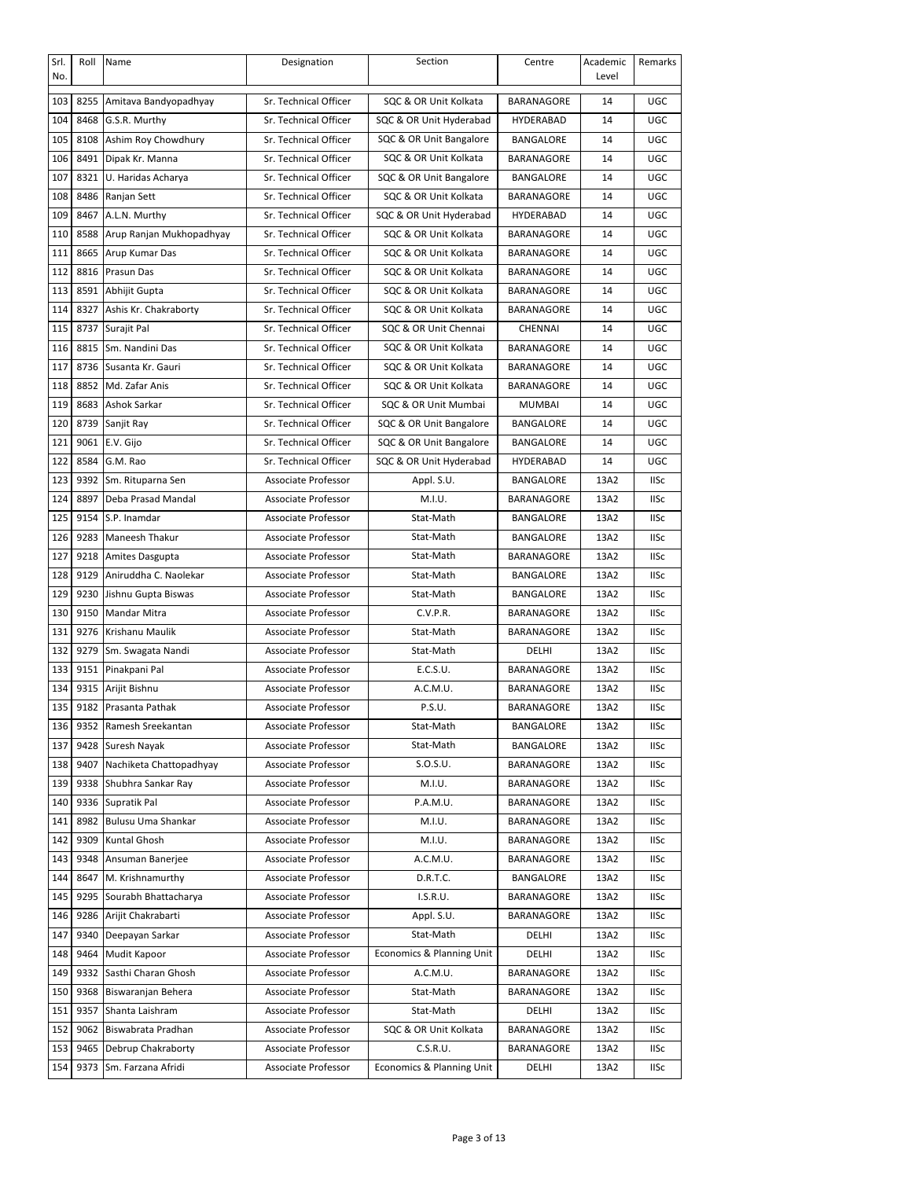| Srl. No. | Roll | Name | Designation | Section | Centre | Academic Level | Remarks |
|---|---|---|---|---|---|---|---|
| 103 | 8255 | Amitava Bandyopadhyay | Sr. Technical Officer | SQC & OR Unit Kolkata | BARANAGORE | 14 | UGC |
| 104 | 8468 | G.S.R. Murthy | Sr. Technical Officer | SQC & OR Unit Hyderabad | HYDERABAD | 14 | UGC |
| 105 | 8108 | Ashim Roy Chowdhury | Sr. Technical Officer | SQC & OR Unit Bangalore | BANGALORE | 14 | UGC |
| 106 | 8491 | Dipak Kr. Manna | Sr. Technical Officer | SQC & OR Unit Kolkata | BARANAGORE | 14 | UGC |
| 107 | 8321 | U. Haridas Acharya | Sr. Technical Officer | SQC & OR Unit Bangalore | BANGALORE | 14 | UGC |
| 108 | 8486 | Ranjan Sett | Sr. Technical Officer | SQC & OR Unit Kolkata | BARANAGORE | 14 | UGC |
| 109 | 8467 | A.L.N. Murthy | Sr. Technical Officer | SQC & OR Unit Hyderabad | HYDERABAD | 14 | UGC |
| 110 | 8588 | Arup Ranjan Mukhopadhyay | Sr. Technical Officer | SQC & OR Unit Kolkata | BARANAGORE | 14 | UGC |
| 111 | 8665 | Arup Kumar Das | Sr. Technical Officer | SQC & OR Unit Kolkata | BARANAGORE | 14 | UGC |
| 112 | 8816 | Prasun Das | Sr. Technical Officer | SQC & OR Unit Kolkata | BARANAGORE | 14 | UGC |
| 113 | 8591 | Abhijit Gupta | Sr. Technical Officer | SQC & OR Unit Kolkata | BARANAGORE | 14 | UGC |
| 114 | 8327 | Ashis Kr. Chakraborty | Sr. Technical Officer | SQC & OR Unit Kolkata | BARANAGORE | 14 | UGC |
| 115 | 8737 | Surajit Pal | Sr. Technical Officer | SQC & OR Unit Chennai | CHENNAI | 14 | UGC |
| 116 | 8815 | Sm. Nandini Das | Sr. Technical Officer | SQC & OR Unit Kolkata | BARANAGORE | 14 | UGC |
| 117 | 8736 | Susanta Kr. Gauri | Sr. Technical Officer | SQC & OR Unit Kolkata | BARANAGORE | 14 | UGC |
| 118 | 8852 | Md. Zafar Anis | Sr. Technical Officer | SQC & OR Unit Kolkata | BARANAGORE | 14 | UGC |
| 119 | 8683 | Ashok Sarkar | Sr. Technical Officer | SQC & OR Unit Mumbai | MUMBAI | 14 | UGC |
| 120 | 8739 | Sanjit Ray | Sr. Technical Officer | SQC & OR Unit Bangalore | BANGALORE | 14 | UGC |
| 121 | 9061 | E.V. Gijo | Sr. Technical Officer | SQC & OR Unit Bangalore | BANGALORE | 14 | UGC |
| 122 | 8584 | G.M. Rao | Sr. Technical Officer | SQC & OR Unit Hyderabad | HYDERABAD | 14 | UGC |
| 123 | 9392 | Sm. Rituparna Sen | Associate Professor | Appl. S.U. | BANGALORE | 13A2 | IISc |
| 124 | 8897 | Deba Prasad Mandal | Associate Professor | M.I.U. | BARANAGORE | 13A2 | IISc |
| 125 | 9154 | S.P. Inamdar | Associate Professor | Stat-Math | BANGALORE | 13A2 | IISc |
| 126 | 9283 | Maneesh Thakur | Associate Professor | Stat-Math | BANGALORE | 13A2 | IISc |
| 127 | 9218 | Amites Dasgupta | Associate Professor | Stat-Math | BARANAGORE | 13A2 | IISc |
| 128 | 9129 | Aniruddha C. Naolekar | Associate Professor | Stat-Math | BANGALORE | 13A2 | IISc |
| 129 | 9230 | Jishnu Gupta Biswas | Associate Professor | Stat-Math | BANGALORE | 13A2 | IISc |
| 130 | 9150 | Mandar Mitra | Associate Professor | C.V.P.R. | BARANAGORE | 13A2 | IISc |
| 131 | 9276 | Krishanu Maulik | Associate Professor | Stat-Math | BARANAGORE | 13A2 | IISc |
| 132 | 9279 | Sm. Swagata Nandi | Associate Professor | Stat-Math | DELHI | 13A2 | IISc |
| 133 | 9151 | Pinakpani Pal | Associate Professor | E.C.S.U. | BARANAGORE | 13A2 | IISc |
| 134 | 9315 | Arijit Bishnu | Associate Professor | A.C.M.U. | BARANAGORE | 13A2 | IISc |
| 135 | 9182 | Prasanta Pathak | Associate Professor | P.S.U. | BARANAGORE | 13A2 | IISc |
| 136 | 9352 | Ramesh Sreekantan | Associate Professor | Stat-Math | BANGALORE | 13A2 | IISc |
| 137 | 9428 | Suresh Nayak | Associate Professor | Stat-Math | BANGALORE | 13A2 | IISc |
| 138 | 9407 | Nachiketa Chattopadhyay | Associate Professor | S.O.S.U. | BARANAGORE | 13A2 | IISc |
| 139 | 9338 | Shubhra Sankar Ray | Associate Professor | M.I.U. | BARANAGORE | 13A2 | IISc |
| 140 | 9336 | Supratik Pal | Associate Professor | P.A.M.U. | BARANAGORE | 13A2 | IISc |
| 141 | 8982 | Bulusu Uma Shankar | Associate Professor | M.I.U. | BARANAGORE | 13A2 | IISc |
| 142 | 9309 | Kuntal Ghosh | Associate Professor | M.I.U. | BARANAGORE | 13A2 | IISc |
| 143 | 9348 | Ansuman Banerjee | Associate Professor | A.C.M.U. | BARANAGORE | 13A2 | IISc |
| 144 | 8647 | M. Krishnamurthy | Associate Professor | D.R.T.C. | BANGALORE | 13A2 | IISc |
| 145 | 9295 | Sourabh Bhattacharya | Associate Professor | I.S.R.U. | BARANAGORE | 13A2 | IISc |
| 146 | 9286 | Arijit Chakrabarti | Associate Professor | Appl. S.U. | BARANAGORE | 13A2 | IISc |
| 147 | 9340 | Deepayan Sarkar | Associate Professor | Stat-Math | DELHI | 13A2 | IISc |
| 148 | 9464 | Mudit Kapoor | Associate Professor | Economics & Planning Unit | DELHI | 13A2 | IISc |
| 149 | 9332 | Sasthi Charan Ghosh | Associate Professor | A.C.M.U. | BARANAGORE | 13A2 | IISc |
| 150 | 9368 | Biswaranjan Behera | Associate Professor | Stat-Math | BARANAGORE | 13A2 | IISc |
| 151 | 9357 | Shanta Laishram | Associate Professor | Stat-Math | DELHI | 13A2 | IISc |
| 152 | 9062 | Biswabrata Pradhan | Associate Professor | SQC & OR Unit Kolkata | BARANAGORE | 13A2 | IISc |
| 153 | 9465 | Debrup Chakraborty | Associate Professor | C.S.R.U. | BARANAGORE | 13A2 | IISc |
| 154 | 9373 | Sm. Farzana Afridi | Associate Professor | Economics & Planning Unit | DELHI | 13A2 | IISc |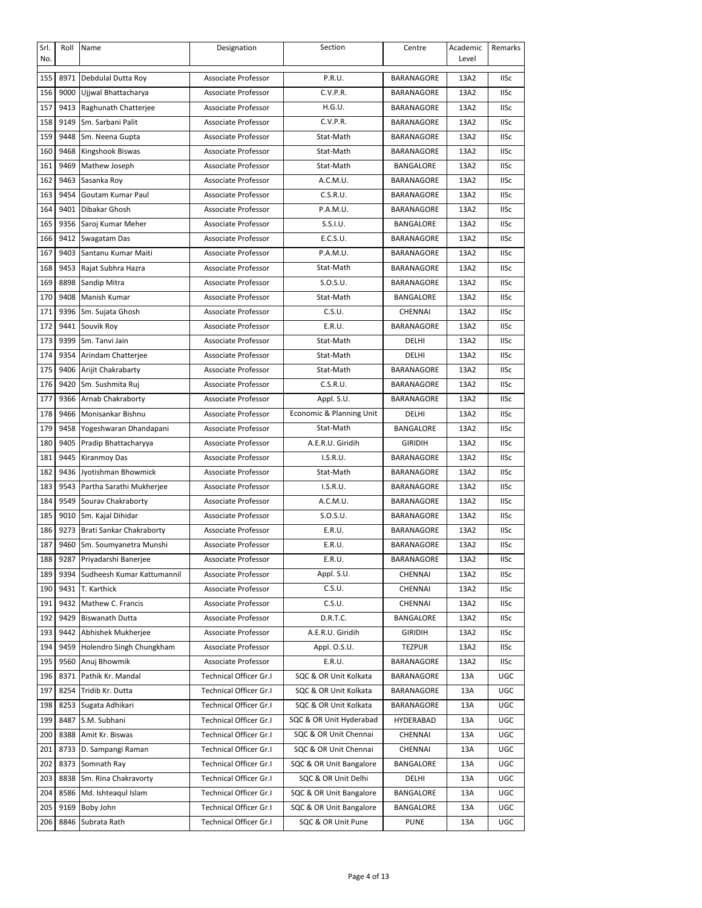| Srl. No. | Roll | Name | Designation | Section | Centre | Academic Level | Remarks |
|---|---|---|---|---|---|---|---|
| 155 | 8971 | Debdulal Dutta Roy | Associate Professor | P.R.U. | BARANAGORE | 13A2 | IISc |
| 156 | 9000 | Ujjwal Bhattacharya | Associate Professor | C.V.P.R. | BARANAGORE | 13A2 | IISc |
| 157 | 9413 | Raghunath Chatterjee | Associate Professor | H.G.U. | BARANAGORE | 13A2 | IISc |
| 158 | 9149 | Sm. Sarbani Palit | Associate Professor | C.V.P.R. | BARANAGORE | 13A2 | IISc |
| 159 | 9448 | Sm. Neena Gupta | Associate Professor | Stat-Math | BARANAGORE | 13A2 | IISc |
| 160 | 9468 | Kingshook Biswas | Associate Professor | Stat-Math | BARANAGORE | 13A2 | IISc |
| 161 | 9469 | Mathew Joseph | Associate Professor | Stat-Math | BANGALORE | 13A2 | IISc |
| 162 | 9463 | Sasanka Roy | Associate Professor | A.C.M.U. | BARANAGORE | 13A2 | IISc |
| 163 | 9454 | Goutam Kumar Paul | Associate Professor | C.S.R.U. | BARANAGORE | 13A2 | IISc |
| 164 | 9401 | Dibakar Ghosh | Associate Professor | P.A.M.U. | BARANAGORE | 13A2 | IISc |
| 165 | 9356 | Saroj Kumar Meher | Associate Professor | S.S.I.U. | BANGALORE | 13A2 | IISc |
| 166 | 9412 | Swagatam Das | Associate Professor | E.C.S.U. | BARANAGORE | 13A2 | IISc |
| 167 | 9403 | Santanu Kumar Maiti | Associate Professor | P.A.M.U. | BARANAGORE | 13A2 | IISc |
| 168 | 9453 | Rajat Subhra Hazra | Associate Professor | Stat-Math | BARANAGORE | 13A2 | IISc |
| 169 | 8898 | Sandip Mitra | Associate Professor | S.O.S.U. | BARANAGORE | 13A2 | IISc |
| 170 | 9408 | Manish Kumar | Associate Professor | Stat-Math | BANGALORE | 13A2 | IISc |
| 171 | 9396 | Sm. Sujata Ghosh | Associate Professor | C.S.U. | CHENNAI | 13A2 | IISc |
| 172 | 9441 | Souvik Roy | Associate Professor | E.R.U. | BARANAGORE | 13A2 | IISc |
| 173 | 9399 | Sm. Tanvi Jain | Associate Professor | Stat-Math | DELHI | 13A2 | IISc |
| 174 | 9354 | Arindam Chatterjee | Associate Professor | Stat-Math | DELHI | 13A2 | IISc |
| 175 | 9406 | Arijit Chakrabarty | Associate Professor | Stat-Math | BARANAGORE | 13A2 | IISc |
| 176 | 9420 | Sm. Sushmita Ruj | Associate Professor | C.S.R.U. | BARANAGORE | 13A2 | IISc |
| 177 | 9366 | Arnab Chakraborty | Associate Professor | Appl. S.U. | BARANAGORE | 13A2 | IISc |
| 178 | 9466 | Monisankar Bishnu | Associate Professor | Economic & Planning Unit | DELHI | 13A2 | IISc |
| 179 | 9458 | Yogeshwaran Dhandapani | Associate Professor | Stat-Math | BANGALORE | 13A2 | IISc |
| 180 | 9405 | Pradip Bhattacharyya | Associate Professor | A.E.R.U. Giridih | GIRIDIH | 13A2 | IISc |
| 181 | 9445 | Kiranmoy Das | Associate Professor | I.S.R.U. | BARANAGORE | 13A2 | IISc |
| 182 | 9436 | Jyotishman Bhowmick | Associate Professor | Stat-Math | BARANAGORE | 13A2 | IISc |
| 183 | 9543 | Partha Sarathi Mukherjee | Associate Professor | I.S.R.U. | BARANAGORE | 13A2 | IISc |
| 184 | 9549 | Sourav Chakraborty | Associate Professor | A.C.M.U. | BARANAGORE | 13A2 | IISc |
| 185 | 9010 | Sm. Kajal Dihidar | Associate Professor | S.O.S.U. | BARANAGORE | 13A2 | IISc |
| 186 | 9273 | Brati Sankar Chakraborty | Associate Professor | E.R.U. | BARANAGORE | 13A2 | IISc |
| 187 | 9460 | Sm. Soumyanetra Munshi | Associate Professor | E.R.U. | BARANAGORE | 13A2 | IISc |
| 188 | 9287 | Priyadarshi Banerjee | Associate Professor | E.R.U. | BARANAGORE | 13A2 | IISc |
| 189 | 9394 | Sudheesh Kumar Kattumannil | Associate Professor | Appl. S.U. | CHENNAI | 13A2 | IISc |
| 190 | 9431 | T. Karthick | Associate Professor | C.S.U. | CHENNAI | 13A2 | IISc |
| 191 | 9432 | Mathew C. Francis | Associate Professor | C.S.U. | CHENNAI | 13A2 | IISc |
| 192 | 9429 | Biswanath Dutta | Associate Professor | D.R.T.C. | BANGALORE | 13A2 | IISc |
| 193 | 9442 | Abhishek Mukherjee | Associate Professor | A.E.R.U. Giridih | GIRIDIH | 13A2 | IISc |
| 194 | 9459 | Holendro Singh Chungkham | Associate Professor | Appl. O.S.U. | TEZPUR | 13A2 | IISc |
| 195 | 9560 | Anuj Bhowmik | Associate Professor | E.R.U. | BARANAGORE | 13A2 | IISc |
| 196 | 8371 | Pathik Kr. Mandal | Technical Officer Gr.I | SQC & OR Unit Kolkata | BARANAGORE | 13A | UGC |
| 197 | 8254 | Tridib Kr. Dutta | Technical Officer Gr.I | SQC & OR Unit Kolkata | BARANAGORE | 13A | UGC |
| 198 | 8253 | Sugata Adhikari | Technical Officer Gr.I | SQC & OR Unit Kolkata | BARANAGORE | 13A | UGC |
| 199 | 8487 | S.M. Subhani | Technical Officer Gr.I | SQC & OR Unit Hyderabad | HYDERABAD | 13A | UGC |
| 200 | 8388 | Amit Kr. Biswas | Technical Officer Gr.I | SQC & OR Unit Chennai | CHENNAI | 13A | UGC |
| 201 | 8733 | D. Sampangi Raman | Technical Officer Gr.I | SQC & OR Unit Chennai | CHENNAI | 13A | UGC |
| 202 | 8373 | Somnath Ray | Technical Officer Gr.I | SQC & OR Unit Bangalore | BANGALORE | 13A | UGC |
| 203 | 8838 | Sm. Rina Chakravorty | Technical Officer Gr.I | SQC & OR Unit Delhi | DELHI | 13A | UGC |
| 204 | 8586 | Md. Ishteaqul Islam | Technical Officer Gr.I | SQC & OR Unit Bangalore | BANGALORE | 13A | UGC |
| 205 | 9169 | Boby John | Technical Officer Gr.I | SQC & OR Unit Bangalore | BANGALORE | 13A | UGC |
| 206 | 8846 | Subrata Rath | Technical Officer Gr.I | SQC & OR Unit Pune | PUNE | 13A | UGC |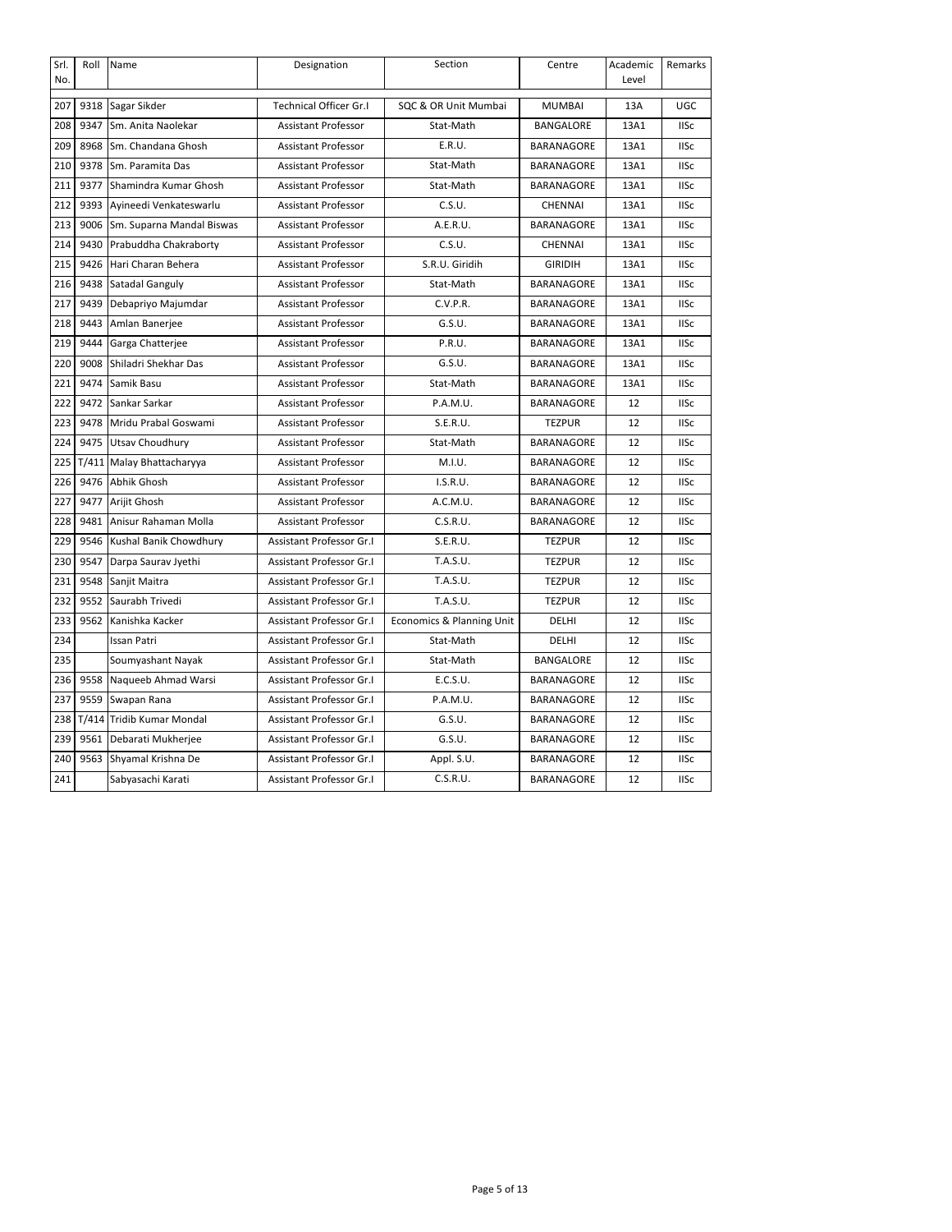| Srl. No. | Roll | Name | Designation | Section | Centre | Academic Level | Remarks |
|---|---|---|---|---|---|---|---|
| 207 | 9318 | Sagar Sikder | Technical Officer Gr.I | SQC & OR Unit Mumbai | MUMBAI | 13A | UGC |
| 208 | 9347 | Sm. Anita Naolekar | Assistant Professor | Stat-Math | BANGALORE | 13A1 | IISc |
| 209 | 8968 | Sm. Chandana Ghosh | Assistant Professor | E.R.U. | BARANAGORE | 13A1 | IISc |
| 210 | 9378 | Sm. Paramita Das | Assistant Professor | Stat-Math | BARANAGORE | 13A1 | IISc |
| 211 | 9377 | Shamindra Kumar Ghosh | Assistant Professor | Stat-Math | BARANAGORE | 13A1 | IISc |
| 212 | 9393 | Ayineedi Venkateswarlu | Assistant Professor | C.S.U. | CHENNAI | 13A1 | IISc |
| 213 | 9006 | Sm. Suparna Mandal Biswas | Assistant Professor | A.E.R.U. | BARANAGORE | 13A1 | IISc |
| 214 | 9430 | Prabuddha Chakraborty | Assistant Professor | C.S.U. | CHENNAI | 13A1 | IISc |
| 215 | 9426 | Hari Charan Behera | Assistant Professor | S.R.U. Giridih | GIRIDIH | 13A1 | IISc |
| 216 | 9438 | Satadal Ganguly | Assistant Professor | Stat-Math | BARANAGORE | 13A1 | IISc |
| 217 | 9439 | Debapriyo Majumdar | Assistant Professor | C.V.P.R. | BARANAGORE | 13A1 | IISc |
| 218 | 9443 | Amlan Banerjee | Assistant Professor | G.S.U. | BARANAGORE | 13A1 | IISc |
| 219 | 9444 | Garga Chatterjee | Assistant Professor | P.R.U. | BARANAGORE | 13A1 | IISc |
| 220 | 9008 | Shiladri Shekhar Das | Assistant Professor | G.S.U. | BARANAGORE | 13A1 | IISc |
| 221 | 9474 | Samik Basu | Assistant Professor | Stat-Math | BARANAGORE | 13A1 | IISc |
| 222 | 9472 | Sankar Sarkar | Assistant Professor | P.A.M.U. | BARANAGORE | 12 | IISc |
| 223 | 9478 | Mridu Prabal Goswami | Assistant Professor | S.E.R.U. | TEZPUR | 12 | IISc |
| 224 | 9475 | Utsav Choudhury | Assistant Professor | Stat-Math | BARANAGORE | 12 | IISc |
| 225 | T/411 | Malay Bhattacharyya | Assistant Professor | M.I.U. | BARANAGORE | 12 | IISc |
| 226 | 9476 | Abhik Ghosh | Assistant Professor | I.S.R.U. | BARANAGORE | 12 | IISc |
| 227 | 9477 | Arijit Ghosh | Assistant Professor | A.C.M.U. | BARANAGORE | 12 | IISc |
| 228 | 9481 | Anisur Rahaman Molla | Assistant Professor | C.S.R.U. | BARANAGORE | 12 | IISc |
| 229 | 9546 | Kushal Banik Chowdhury | Assistant Professor Gr.I | S.E.R.U. | TEZPUR | 12 | IISc |
| 230 | 9547 | Darpa Saurav Jyethi | Assistant Professor Gr.I | T.A.S.U. | TEZPUR | 12 | IISc |
| 231 | 9548 | Sanjit Maitra | Assistant Professor Gr.I | T.A.S.U. | TEZPUR | 12 | IISc |
| 232 | 9552 | Saurabh Trivedi | Assistant Professor Gr.I | T.A.S.U. | TEZPUR | 12 | IISc |
| 233 | 9562 | Kanishka Kacker | Assistant Professor Gr.I | Economics & Planning Unit | DELHI | 12 | IISc |
| 234 | | Issan Patri | Assistant Professor Gr.I | Stat-Math | DELHI | 12 | IISc |
| 235 | | Soumyashant Nayak | Assistant Professor Gr.I | Stat-Math | BANGALORE | 12 | IISc |
| 236 | 9558 | Naqueeb Ahmad Warsi | Assistant Professor Gr.I | E.C.S.U. | BARANAGORE | 12 | IISc |
| 237 | 9559 | Swapan Rana | Assistant Professor Gr.I | P.A.M.U. | BARANAGORE | 12 | IISc |
| 238 | T/414 | Tridib Kumar Mondal | Assistant Professor Gr.I | G.S.U. | BARANAGORE | 12 | IISc |
| 239 | 9561 | Debarati Mukherjee | Assistant Professor Gr.I | G.S.U. | BARANAGORE | 12 | IISc |
| 240 | 9563 | Shyamal Krishna De | Assistant Professor Gr.I | Appl. S.U. | BARANAGORE | 12 | IISc |
| 241 | | Sabyasachi Karati | Assistant Professor Gr.I | C.S.R.U. | BARANAGORE | 12 | IISc |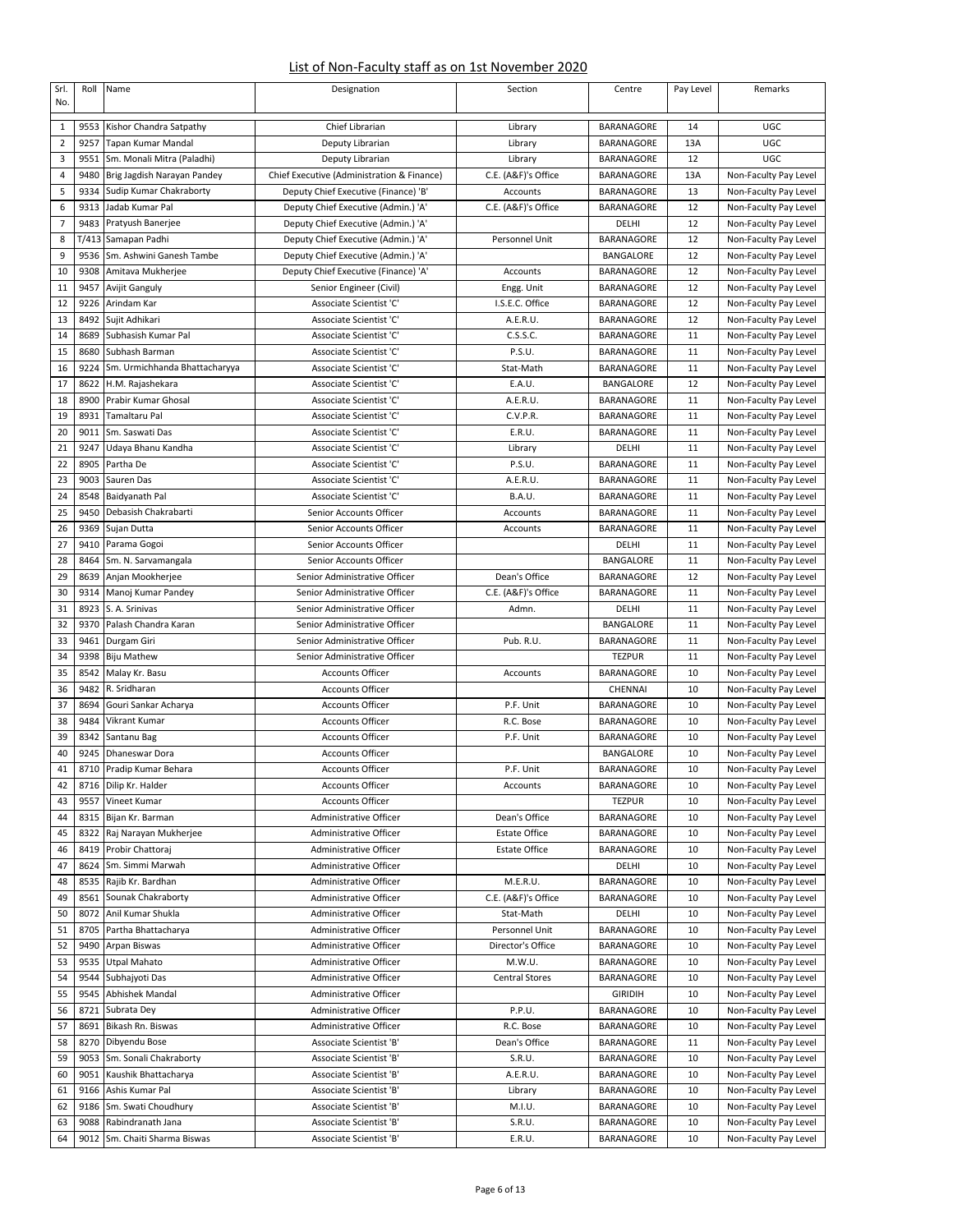## List of Non-Faculty staff as on 1st November 2020

| Srl. No. | Roll | Name | Designation | Section | Centre | Pay Level | Remarks |
|---|---|---|---|---|---|---|---|
| 1 | 9553 | Kishor Chandra Satpathy | Chief Librarian | Library | BARANAGORE | 14 | UGC |
| 2 | 9257 | Tapan Kumar Mandal | Deputy Librarian | Library | BARANAGORE | 13A | UGC |
| 3 | 9551 | Sm. Monali Mitra (Paladhi) | Deputy Librarian | Library | BARANAGORE | 12 | UGC |
| 4 | 9480 | Brig Jagdish Narayan Pandey | Chief Executive (Administration & Finance) | C.E. (A&F)'s Office | BARANAGORE | 13A | Non-Faculty Pay Level |
| 5 | 9334 | Sudip Kumar Chakraborty | Deputy Chief Executive (Finance) 'B' | Accounts | BARANAGORE | 13 | Non-Faculty Pay Level |
| 6 | 9313 | Jadab Kumar Pal | Deputy Chief Executive (Admin.) 'A' | C.E. (A&F)'s Office | BARANAGORE | 12 | Non-Faculty Pay Level |
| 7 | 9483 | Pratyush Banerjee | Deputy Chief Executive (Admin.) 'A' | | DELHI | 12 | Non-Faculty Pay Level |
| 8 | T/413 | Samapan Padhi | Deputy Chief Executive (Admin.) 'A' | Personnel Unit | BARANAGORE | 12 | Non-Faculty Pay Level |
| 9 | 9536 | Sm. Ashwini Ganesh Tambe | Deputy Chief Executive (Admin.) 'A' | | BANGALORE | 12 | Non-Faculty Pay Level |
| 10 | 9308 | Amitava Mukherjee | Deputy Chief Executive (Finance) 'A' | Accounts | BARANAGORE | 12 | Non-Faculty Pay Level |
| 11 | 9457 | Avijit Ganguly | Senior Engineer (Civil) | Engg. Unit | BARANAGORE | 12 | Non-Faculty Pay Level |
| 12 | 9226 | Arindam Kar | Associate Scientist 'C' | I.S.E.C. Office | BARANAGORE | 12 | Non-Faculty Pay Level |
| 13 | 8492 | Sujit Adhikari | Associate Scientist 'C' | A.E.R.U. | BARANAGORE | 12 | Non-Faculty Pay Level |
| 14 | 8689 | Subhasish Kumar Pal | Associate Scientist 'C' | C.S.S.C. | BARANAGORE | 11 | Non-Faculty Pay Level |
| 15 | 8680 | Subhash Barman | Associate Scientist 'C' | P.S.U. | BARANAGORE | 11 | Non-Faculty Pay Level |
| 16 | 9224 | Sm. Urmichhanda Bhattacharyya | Associate Scientist 'C' | Stat-Math | BARANAGORE | 11 | Non-Faculty Pay Level |
| 17 | 8622 | H.M. Rajashekara | Associate Scientist 'C' | E.A.U. | BANGALORE | 12 | Non-Faculty Pay Level |
| 18 | 8900 | Prabir Kumar Ghosal | Associate Scientist 'C' | A.E.R.U. | BARANAGORE | 11 | Non-Faculty Pay Level |
| 19 | 8931 | Tamaltaru Pal | Associate Scientist 'C' | C.V.P.R. | BARANAGORE | 11 | Non-Faculty Pay Level |
| 20 | 9011 | Sm. Saswati Das | Associate Scientist 'C' | E.R.U. | BARANAGORE | 11 | Non-Faculty Pay Level |
| 21 | 9247 | Udaya Bhanu Kandha | Associate Scientist 'C' | Library | DELHI | 11 | Non-Faculty Pay Level |
| 22 | 8905 | Partha De | Associate Scientist 'C' | P.S.U. | BARANAGORE | 11 | Non-Faculty Pay Level |
| 23 | 9003 | Sauren Das | Associate Scientist 'C' | A.E.R.U. | BARANAGORE | 11 | Non-Faculty Pay Level |
| 24 | 8548 | Baidyanath Pal | Associate Scientist 'C' | B.A.U. | BARANAGORE | 11 | Non-Faculty Pay Level |
| 25 | 9450 | Debasish Chakrabarti | Senior Accounts Officer | Accounts | BARANAGORE | 11 | Non-Faculty Pay Level |
| 26 | 9369 | Sujan Dutta | Senior Accounts Officer | Accounts | BARANAGORE | 11 | Non-Faculty Pay Level |
| 27 | 9410 | Parama Gogoi | Senior Accounts Officer | | DELHI | 11 | Non-Faculty Pay Level |
| 28 | 8464 | Sm. N. Sarvamangala | Senior Accounts Officer | | BANGALORE | 11 | Non-Faculty Pay Level |
| 29 | 8639 | Anjan Mookherjee | Senior Administrative Officer | Dean's Office | BARANAGORE | 12 | Non-Faculty Pay Level |
| 30 | 9314 | Manoj Kumar Pandey | Senior Administrative Officer | C.E. (A&F)'s Office | BARANAGORE | 11 | Non-Faculty Pay Level |
| 31 | 8923 | S. A. Srinivas | Senior Administrative Officer | Admn. | DELHI | 11 | Non-Faculty Pay Level |
| 32 | 9370 | Palash Chandra Karan | Senior Administrative Officer | | BANGALORE | 11 | Non-Faculty Pay Level |
| 33 | 9461 | Durgam Giri | Senior Administrative Officer | Pub. R.U. | BARANAGORE | 11 | Non-Faculty Pay Level |
| 34 | 9398 | Biju Mathew | Senior Administrative Officer | | TEZPUR | 11 | Non-Faculty Pay Level |
| 35 | 8542 | Malay Kr. Basu | Accounts Officer | Accounts | BARANAGORE | 10 | Non-Faculty Pay Level |
| 36 | 9482 | R. Sridharan | Accounts Officer | | CHENNAI | 10 | Non-Faculty Pay Level |
| 37 | 8694 | Gouri Sankar Acharya | Accounts Officer | P.F. Unit | BARANAGORE | 10 | Non-Faculty Pay Level |
| 38 | 9484 | Vikrant Kumar | Accounts Officer | R.C. Bose | BARANAGORE | 10 | Non-Faculty Pay Level |
| 39 | 8342 | Santanu Bag | Accounts Officer | P.F. Unit | BARANAGORE | 10 | Non-Faculty Pay Level |
| 40 | 9245 | Dhaneswar Dora | Accounts Officer | | BANGALORE | 10 | Non-Faculty Pay Level |
| 41 | 8710 | Pradip Kumar Behara | Accounts Officer | P.F. Unit | BARANAGORE | 10 | Non-Faculty Pay Level |
| 42 | 8716 | Dilip Kr. Halder | Accounts Officer | Accounts | BARANAGORE | 10 | Non-Faculty Pay Level |
| 43 | 9557 | Vineet Kumar | Accounts Officer | | TEZPUR | 10 | Non-Faculty Pay Level |
| 44 | 8315 | Bijan Kr. Barman | Administrative Officer | Dean's Office | BARANAGORE | 10 | Non-Faculty Pay Level |
| 45 | 8322 | Raj Narayan Mukherjee | Administrative Officer | Estate Office | BARANAGORE | 10 | Non-Faculty Pay Level |
| 46 | 8419 | Probir Chattoraj | Administrative Officer | Estate Office | BARANAGORE | 10 | Non-Faculty Pay Level |
| 47 | 8624 | Sm. Simmi Marwah | Administrative Officer | | DELHI | 10 | Non-Faculty Pay Level |
| 48 | 8535 | Rajib Kr. Bardhan | Administrative Officer | M.E.R.U. | BARANAGORE | 10 | Non-Faculty Pay Level |
| 49 | 8561 | Sounak Chakraborty | Administrative Officer | C.E. (A&F)'s Office | BARANAGORE | 10 | Non-Faculty Pay Level |
| 50 | 8072 | Anil Kumar Shukla | Administrative Officer | Stat-Math | DELHI | 10 | Non-Faculty Pay Level |
| 51 | 8705 | Partha Bhattacharya | Administrative Officer | Personnel Unit | BARANAGORE | 10 | Non-Faculty Pay Level |
| 52 | 9490 | Arpan Biswas | Administrative Officer | Director's Office | BARANAGORE | 10 | Non-Faculty Pay Level |
| 53 | 9535 | Utpal Mahato | Administrative Officer | M.W.U. | BARANAGORE | 10 | Non-Faculty Pay Level |
| 54 | 9544 | Subhajyoti Das | Administrative Officer | Central Stores | BARANAGORE | 10 | Non-Faculty Pay Level |
| 55 | 9545 | Abhishek Mandal | Administrative Officer | | GIRIDIH | 10 | Non-Faculty Pay Level |
| 56 | 8721 | Subrata Dey | Administrative Officer | P.P.U. | BARANAGORE | 10 | Non-Faculty Pay Level |
| 57 | 8691 | Bikash Rn. Biswas | Administrative Officer | R.C. Bose | BARANAGORE | 10 | Non-Faculty Pay Level |
| 58 | 8270 | Dibyendu Bose | Associate Scientist 'B' | Dean's Office | BARANAGORE | 11 | Non-Faculty Pay Level |
| 59 | 9053 | Sm. Sonali Chakraborty | Associate Scientist 'B' | S.R.U. | BARANAGORE | 10 | Non-Faculty Pay Level |
| 60 | 9051 | Kaushik Bhattacharya | Associate Scientist 'B' | A.E.R.U. | BARANAGORE | 10 | Non-Faculty Pay Level |
| 61 | 9166 | Ashis Kumar Pal | Associate Scientist 'B' | Library | BARANAGORE | 10 | Non-Faculty Pay Level |
| 62 | 9186 | Sm. Swati Choudhury | Associate Scientist 'B' | M.I.U. | BARANAGORE | 10 | Non-Faculty Pay Level |
| 63 | 9088 | Rabindranath Jana | Associate Scientist 'B' | S.R.U. | BARANAGORE | 10 | Non-Faculty Pay Level |
| 64 | 9012 | Sm. Chaiti Sharma Biswas | Associate Scientist 'B' | E.R.U. | BARANAGORE | 10 | Non-Faculty Pay Level |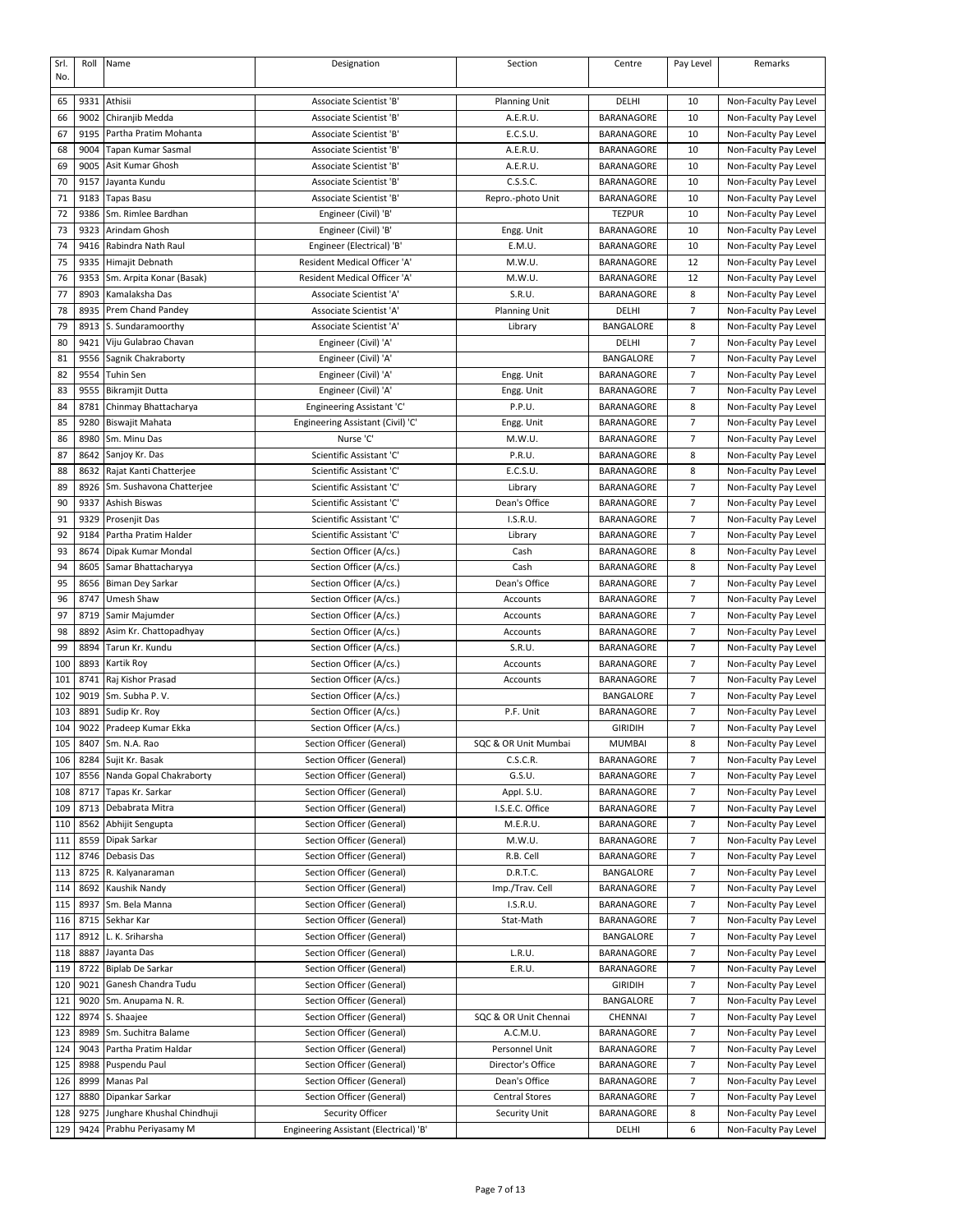| Srl. No. | Roll | Name | Designation | Section | Centre | Pay Level | Remarks |
|---|---|---|---|---|---|---|---|
| 65 | 9331 | Athisii | Associate Scientist 'B' | Planning Unit | DELHI | 10 | Non-Faculty Pay Level |
| 66 | 9002 | Chiranjib Medda | Associate Scientist 'B' | A.E.R.U. | BARANAGORE | 10 | Non-Faculty Pay Level |
| 67 | 9195 | Partha Pratim Mohanta | Associate Scientist 'B' | E.C.S.U. | BARANAGORE | 10 | Non-Faculty Pay Level |
| 68 | 9004 | Tapan Kumar Sasmal | Associate Scientist 'B' | A.E.R.U. | BARANAGORE | 10 | Non-Faculty Pay Level |
| 69 | 9005 | Asit Kumar Ghosh | Associate Scientist 'B' | A.E.R.U. | BARANAGORE | 10 | Non-Faculty Pay Level |
| 70 | 9157 | Jayanta Kundu | Associate Scientist 'B' | C.S.S.C. | BARANAGORE | 10 | Non-Faculty Pay Level |
| 71 | 9183 | Tapas Basu | Associate Scientist 'B' | Repro.-photo Unit | BARANAGORE | 10 | Non-Faculty Pay Level |
| 72 | 9386 | Sm. Rimlee Bardhan | Engineer (Civil) 'B' | | TEZPUR | 10 | Non-Faculty Pay Level |
| 73 | 9323 | Arindam Ghosh | Engineer (Civil) 'B' | Engg. Unit | BARANAGORE | 10 | Non-Faculty Pay Level |
| 74 | 9416 | Rabindra Nath Raul | Engineer (Electrical) 'B' | E.M.U. | BARANAGORE | 10 | Non-Faculty Pay Level |
| 75 | 9335 | Himajit Debnath | Resident Medical Officer 'A' | M.W.U. | BARANAGORE | 12 | Non-Faculty Pay Level |
| 76 | 9353 | Sm. Arpita Konar (Basak) | Resident Medical Officer 'A' | M.W.U. | BARANAGORE | 12 | Non-Faculty Pay Level |
| 77 | 8903 | Kamalaksha Das | Associate Scientist 'A' | S.R.U. | BARANAGORE | 8 | Non-Faculty Pay Level |
| 78 | 8935 | Prem Chand Pandey | Associate Scientist 'A' | Planning Unit | DELHI | 7 | Non-Faculty Pay Level |
| 79 | 8913 | S. Sundaramoorthy | Associate Scientist 'A' | Library | BANGALORE | 8 | Non-Faculty Pay Level |
| 80 | 9421 | Viju Gulabrao Chavan | Engineer (Civil) 'A' | | DELHI | 7 | Non-Faculty Pay Level |
| 81 | 9556 | Sagnik Chakraborty | Engineer (Civil) 'A' | | BANGALORE | 7 | Non-Faculty Pay Level |
| 82 | 9554 | Tuhin Sen | Engineer (Civil) 'A' | Engg. Unit | BARANAGORE | 7 | Non-Faculty Pay Level |
| 83 | 9555 | Bikramjit Dutta | Engineer (Civil) 'A' | Engg. Unit | BARANAGORE | 7 | Non-Faculty Pay Level |
| 84 | 8781 | Chinmay Bhattacharya | Engineering Assistant 'C' | P.P.U. | BARANAGORE | 8 | Non-Faculty Pay Level |
| 85 | 9280 | Biswajit Mahata | Engineering Assistant (Civil) 'C' | Engg. Unit | BARANAGORE | 7 | Non-Faculty Pay Level |
| 86 | 8980 | Sm. Minu Das | Nurse 'C' | M.W.U. | BARANAGORE | 7 | Non-Faculty Pay Level |
| 87 | 8642 | Sanjoy Kr. Das | Scientific Assistant 'C' | P.R.U. | BARANAGORE | 8 | Non-Faculty Pay Level |
| 88 | 8632 | Rajat Kanti Chatterjee | Scientific Assistant 'C' | E.C.S.U. | BARANAGORE | 8 | Non-Faculty Pay Level |
| 89 | 8926 | Sm. Sushavona Chatterjee | Scientific Assistant 'C' | Library | BARANAGORE | 7 | Non-Faculty Pay Level |
| 90 | 9337 | Ashish Biswas | Scientific Assistant 'C' | Dean's Office | BARANAGORE | 7 | Non-Faculty Pay Level |
| 91 | 9329 | Prosenjit Das | Scientific Assistant 'C' | I.S.R.U. | BARANAGORE | 7 | Non-Faculty Pay Level |
| 92 | 9184 | Partha Pratim Halder | Scientific Assistant 'C' | Library | BARANAGORE | 7 | Non-Faculty Pay Level |
| 93 | 8674 | Dipak Kumar Mondal | Section Officer (A/cs.) | Cash | BARANAGORE | 8 | Non-Faculty Pay Level |
| 94 | 8605 | Samar Bhattacharyya | Section Officer (A/cs.) | Cash | BARANAGORE | 8 | Non-Faculty Pay Level |
| 95 | 8656 | Biman Dey Sarkar | Section Officer (A/cs.) | Dean's Office | BARANAGORE | 7 | Non-Faculty Pay Level |
| 96 | 8747 | Umesh Shaw | Section Officer (A/cs.) | Accounts | BARANAGORE | 7 | Non-Faculty Pay Level |
| 97 | 8719 | Samir Majumder | Section Officer (A/cs.) | Accounts | BARANAGORE | 7 | Non-Faculty Pay Level |
| 98 | 8892 | Asim Kr. Chattopadhyay | Section Officer (A/cs.) | Accounts | BARANAGORE | 7 | Non-Faculty Pay Level |
| 99 | 8894 | Tarun Kr. Kundu | Section Officer (A/cs.) | S.R.U. | BARANAGORE | 7 | Non-Faculty Pay Level |
| 100 | 8893 | Kartik Roy | Section Officer (A/cs.) | Accounts | BARANAGORE | 7 | Non-Faculty Pay Level |
| 101 | 8741 | Raj Kishor Prasad | Section Officer (A/cs.) | Accounts | BARANAGORE | 7 | Non-Faculty Pay Level |
| 102 | 9019 | Sm. Subha P. V. | Section Officer (A/cs.) | | BANGALORE | 7 | Non-Faculty Pay Level |
| 103 | 8891 | Sudip Kr. Roy | Section Officer (A/cs.) | P.F. Unit | BARANAGORE | 7 | Non-Faculty Pay Level |
| 104 | 9022 | Pradeep Kumar Ekka | Section Officer (A/cs.) | | GIRIDIH | 7 | Non-Faculty Pay Level |
| 105 | 8407 | Sm. N.A. Rao | Section Officer (General) | SQC & OR Unit Mumbai | MUMBAI | 8 | Non-Faculty Pay Level |
| 106 | 8284 | Sujit Kr. Basak | Section Officer (General) | C.S.C.R. | BARANAGORE | 7 | Non-Faculty Pay Level |
| 107 | 8556 | Nanda Gopal Chakraborty | Section Officer (General) | G.S.U. | BARANAGORE | 7 | Non-Faculty Pay Level |
| 108 | 8717 | Tapas Kr. Sarkar | Section Officer (General) | Appl. S.U. | BARANAGORE | 7 | Non-Faculty Pay Level |
| 109 | 8713 | Debabrata Mitra | Section Officer (General) | I.S.E.C. Office | BARANAGORE | 7 | Non-Faculty Pay Level |
| 110 | 8562 | Abhijit Sengupta | Section Officer (General) | M.E.R.U. | BARANAGORE | 7 | Non-Faculty Pay Level |
| 111 | 8559 | Dipak Sarkar | Section Officer (General) | M.W.U. | BARANAGORE | 7 | Non-Faculty Pay Level |
| 112 | 8746 | Debasis Das | Section Officer (General) | R.B. Cell | BARANAGORE | 7 | Non-Faculty Pay Level |
| 113 | 8725 | R. Kalyanaraman | Section Officer (General) | D.R.T.C. | BANGALORE | 7 | Non-Faculty Pay Level |
| 114 | 8692 | Kaushik Nandy | Section Officer (General) | Imp./Trav. Cell | BARANAGORE | 7 | Non-Faculty Pay Level |
| 115 | 8937 | Sm. Bela Manna | Section Officer (General) | I.S.R.U. | BARANAGORE | 7 | Non-Faculty Pay Level |
| 116 | 8715 | Sekhar Kar | Section Officer (General) | Stat-Math | BARANAGORE | 7 | Non-Faculty Pay Level |
| 117 | 8912 | L. K. Sriharsha | Section Officer (General) | | BANGALORE | 7 | Non-Faculty Pay Level |
| 118 | 8887 | Jayanta Das | Section Officer (General) | L.R.U. | BARANAGORE | 7 | Non-Faculty Pay Level |
| 119 | 8722 | Biplab De Sarkar | Section Officer (General) | E.R.U. | BARANAGORE | 7 | Non-Faculty Pay Level |
| 120 | 9021 | Ganesh Chandra Tudu | Section Officer (General) | | GIRIDIH | 7 | Non-Faculty Pay Level |
| 121 | 9020 | Sm. Anupama N. R. | Section Officer (General) | | BANGALORE | 7 | Non-Faculty Pay Level |
| 122 | 8974 | S. Shaajee | Section Officer (General) | SQC & OR Unit Chennai | CHENNAI | 7 | Non-Faculty Pay Level |
| 123 | 8989 | Sm. Suchitra Balame | Section Officer (General) | A.C.M.U. | BARANAGORE | 7 | Non-Faculty Pay Level |
| 124 | 9043 | Partha Pratim Haldar | Section Officer (General) | Personnel Unit | BARANAGORE | 7 | Non-Faculty Pay Level |
| 125 | 8988 | Puspendu Paul | Section Officer (General) | Director's Office | BARANAGORE | 7 | Non-Faculty Pay Level |
| 126 | 8999 | Manas Pal | Section Officer (General) | Dean's Office | BARANAGORE | 7 | Non-Faculty Pay Level |
| 127 | 8880 | Dipankar Sarkar | Section Officer (General) | Central Stores | BARANAGORE | 7 | Non-Faculty Pay Level |
| 128 | 9275 | Junghare Khushal Chindhuji | Security Officer | Security Unit | BARANAGORE | 8 | Non-Faculty Pay Level |
| 129 | 9424 | Prabhu Periyasamy M | Engineering Assistant (Electrical) 'B' | | DELHI | 6 | Non-Faculty Pay Level |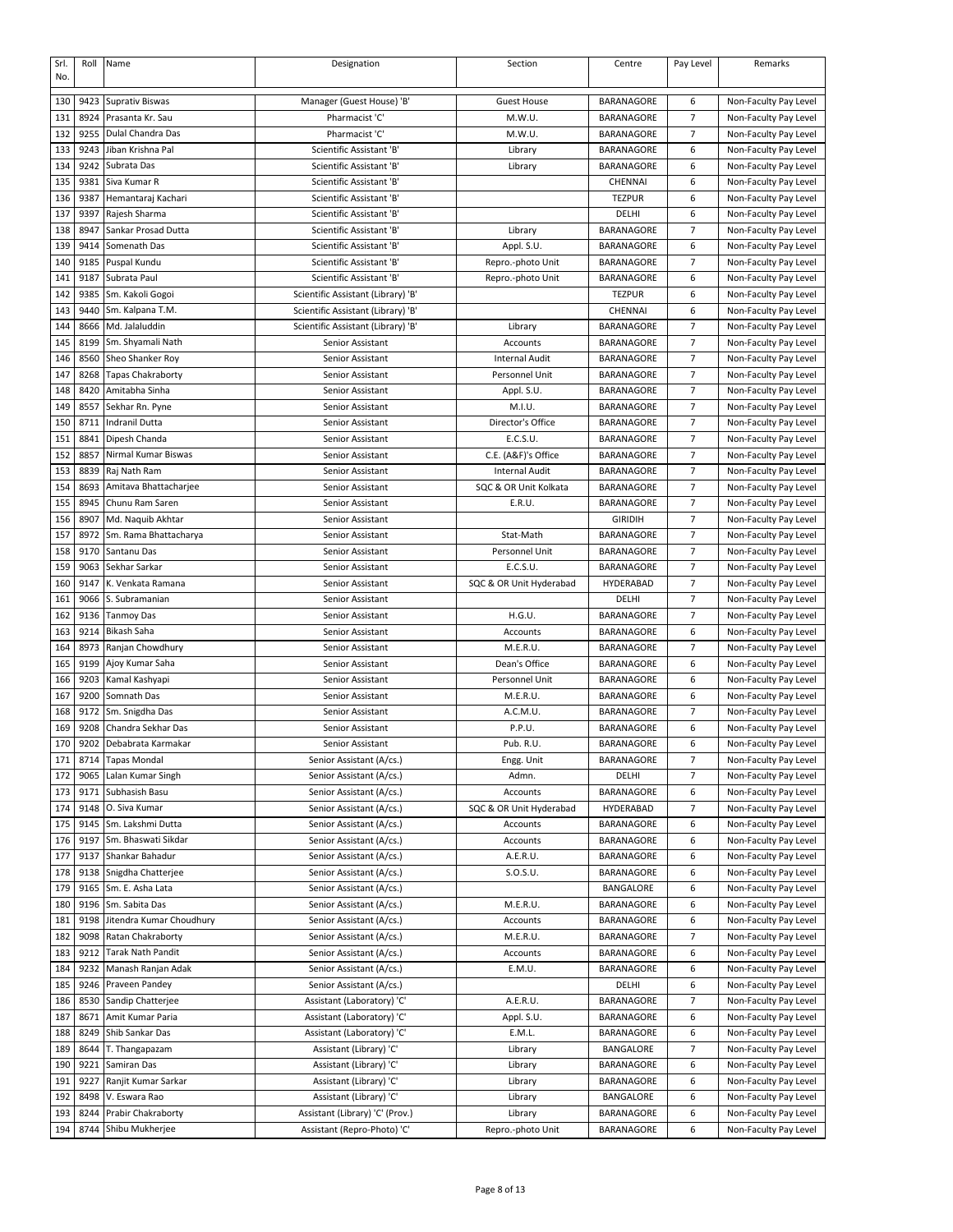| Srl. No. | Roll | Name | Designation | Section | Centre | Pay Level | Remarks |
|---|---|---|---|---|---|---|---|
| 130 | 9423 | Suprativ Biswas | Manager (Guest House) 'B' | Guest House | BARANAGORE | 6 | Non-Faculty Pay Level |
| 131 | 8924 | Prasanta Kr. Sau | Pharmacist 'C' | M.W.U. | BARANAGORE | 7 | Non-Faculty Pay Level |
| 132 | 9255 | Dulal Chandra Das | Pharmacist 'C' | M.W.U. | BARANAGORE | 7 | Non-Faculty Pay Level |
| 133 | 9243 | Jiban Krishna Pal | Scientific Assistant 'B' | Library | BARANAGORE | 6 | Non-Faculty Pay Level |
| 134 | 9242 | Subrata Das | Scientific Assistant 'B' | Library | BARANAGORE | 6 | Non-Faculty Pay Level |
| 135 | 9381 | Siva Kumar R | Scientific Assistant 'B' | | CHENNAI | 6 | Non-Faculty Pay Level |
| 136 | 9387 | Hemantaraj Kachari | Scientific Assistant 'B' | | TEZPUR | 6 | Non-Faculty Pay Level |
| 137 | 9397 | Rajesh Sharma | Scientific Assistant 'B' | | DELHI | 6 | Non-Faculty Pay Level |
| 138 | 8947 | Sankar Prosad Dutta | Scientific Assistant 'B' | Library | BARANAGORE | 7 | Non-Faculty Pay Level |
| 139 | 9414 | Somenath Das | Scientific Assistant 'B' | Appl. S.U. | BARANAGORE | 6 | Non-Faculty Pay Level |
| 140 | 9185 | Puspal Kundu | Scientific Assistant 'B' | Repro.-photo Unit | BARANAGORE | 7 | Non-Faculty Pay Level |
| 141 | 9187 | Subrata Paul | Scientific Assistant 'B' | Repro.-photo Unit | BARANAGORE | 6 | Non-Faculty Pay Level |
| 142 | 9385 | Sm. Kakoli Gogoi | Scientific Assistant (Library) 'B' | | TEZPUR | 6 | Non-Faculty Pay Level |
| 143 | 9440 | Sm. Kalpana T.M. | Scientific Assistant (Library) 'B' | | CHENNAI | 6 | Non-Faculty Pay Level |
| 144 | 8666 | Md. Jalaluddin | Scientific Assistant (Library) 'B' | Library | BARANAGORE | 7 | Non-Faculty Pay Level |
| 145 | 8199 | Sm. Shyamali Nath | Senior Assistant | Accounts | BARANAGORE | 7 | Non-Faculty Pay Level |
| 146 | 8560 | Sheo Shanker Roy | Senior Assistant | Internal Audit | BARANAGORE | 7 | Non-Faculty Pay Level |
| 147 | 8268 | Tapas Chakraborty | Senior Assistant | Personnel Unit | BARANAGORE | 7 | Non-Faculty Pay Level |
| 148 | 8420 | Amitabha Sinha | Senior Assistant | Appl. S.U. | BARANAGORE | 7 | Non-Faculty Pay Level |
| 149 | 8557 | Sekhar Rn. Pyne | Senior Assistant | M.I.U. | BARANAGORE | 7 | Non-Faculty Pay Level |
| 150 | 8711 | Indranil Dutta | Senior Assistant | Director's Office | BARANAGORE | 7 | Non-Faculty Pay Level |
| 151 | 8841 | Dipesh Chanda | Senior Assistant | E.C.S.U. | BARANAGORE | 7 | Non-Faculty Pay Level |
| 152 | 8857 | Nirmal Kumar Biswas | Senior Assistant | C.E. (A&F)'s Office | BARANAGORE | 7 | Non-Faculty Pay Level |
| 153 | 8839 | Raj Nath Ram | Senior Assistant | Internal Audit | BARANAGORE | 7 | Non-Faculty Pay Level |
| 154 | 8693 | Amitava Bhattacharjee | Senior Assistant | SQC & OR Unit Kolkata | BARANAGORE | 7 | Non-Faculty Pay Level |
| 155 | 8945 | Chunu Ram Saren | Senior Assistant | E.R.U. | BARANAGORE | 7 | Non-Faculty Pay Level |
| 156 | 8907 | Md. Naquib Akhtar | Senior Assistant | | GIRIDIH | 7 | Non-Faculty Pay Level |
| 157 | 8972 | Sm. Rama Bhattacharya | Senior Assistant | Stat-Math | BARANAGORE | 7 | Non-Faculty Pay Level |
| 158 | 9170 | Santanu Das | Senior Assistant | Personnel Unit | BARANAGORE | 7 | Non-Faculty Pay Level |
| 159 | 9063 | Sekhar Sarkar | Senior Assistant | E.C.S.U. | BARANAGORE | 7 | Non-Faculty Pay Level |
| 160 | 9147 | K. Venkata Ramana | Senior Assistant | SQC & OR Unit Hyderabad | HYDERABAD | 7 | Non-Faculty Pay Level |
| 161 | 9066 | S. Subramanian | Senior Assistant | | DELHI | 7 | Non-Faculty Pay Level |
| 162 | 9136 | Tanmoy Das | Senior Assistant | H.G.U. | BARANAGORE | 7 | Non-Faculty Pay Level |
| 163 | 9214 | Bikash Saha | Senior Assistant | Accounts | BARANAGORE | 6 | Non-Faculty Pay Level |
| 164 | 8973 | Ranjan Chowdhury | Senior Assistant | M.E.R.U. | BARANAGORE | 7 | Non-Faculty Pay Level |
| 165 | 9199 | Ajoy Kumar Saha | Senior Assistant | Dean's Office | BARANAGORE | 6 | Non-Faculty Pay Level |
| 166 | 9203 | Kamal Kashyapi | Senior Assistant | Personnel Unit | BARANAGORE | 6 | Non-Faculty Pay Level |
| 167 | 9200 | Somnath Das | Senior Assistant | M.E.R.U. | BARANAGORE | 6 | Non-Faculty Pay Level |
| 168 | 9172 | Sm. Snigdha Das | Senior Assistant | A.C.M.U. | BARANAGORE | 7 | Non-Faculty Pay Level |
| 169 | 9208 | Chandra Sekhar Das | Senior Assistant | P.P.U. | BARANAGORE | 6 | Non-Faculty Pay Level |
| 170 | 9202 | Debabrata Karmakar | Senior Assistant | Pub. R.U. | BARANAGORE | 6 | Non-Faculty Pay Level |
| 171 | 8714 | Tapas Mondal | Senior Assistant (A/cs.) | Engg. Unit | BARANAGORE | 7 | Non-Faculty Pay Level |
| 172 | 9065 | Lalan Kumar Singh | Senior Assistant (A/cs.) | Admn. | DELHI | 7 | Non-Faculty Pay Level |
| 173 | 9171 | Subhasish Basu | Senior Assistant (A/cs.) | Accounts | BARANAGORE | 6 | Non-Faculty Pay Level |
| 174 | 9148 | O. Siva Kumar | Senior Assistant (A/cs.) | SQC & OR Unit Hyderabad | HYDERABAD | 7 | Non-Faculty Pay Level |
| 175 | 9145 | Sm. Lakshmi Dutta | Senior Assistant (A/cs.) | Accounts | BARANAGORE | 6 | Non-Faculty Pay Level |
| 176 | 9197 | Sm. Bhaswati Sikdar | Senior Assistant (A/cs.) | Accounts | BARANAGORE | 6 | Non-Faculty Pay Level |
| 177 | 9137 | Shankar Bahadur | Senior Assistant (A/cs.) | A.E.R.U. | BARANAGORE | 6 | Non-Faculty Pay Level |
| 178 | 9138 | Snigdha Chatterjee | Senior Assistant (A/cs.) | S.O.S.U. | BARANAGORE | 6 | Non-Faculty Pay Level |
| 179 | 9165 | Sm. E. Asha Lata | Senior Assistant (A/cs.) | | BANGALORE | 6 | Non-Faculty Pay Level |
| 180 | 9196 | Sm. Sabita Das | Senior Assistant (A/cs.) | M.E.R.U. | BARANAGORE | 6 | Non-Faculty Pay Level |
| 181 | 9198 | Jitendra Kumar Choudhury | Senior Assistant (A/cs.) | Accounts | BARANAGORE | 6 | Non-Faculty Pay Level |
| 182 | 9098 | Ratan Chakraborty | Senior Assistant (A/cs.) | M.E.R.U. | BARANAGORE | 7 | Non-Faculty Pay Level |
| 183 | 9212 | Tarak Nath Pandit | Senior Assistant (A/cs.) | Accounts | BARANAGORE | 6 | Non-Faculty Pay Level |
| 184 | 9232 | Manash Ranjan Adak | Senior Assistant (A/cs.) | E.M.U. | BARANAGORE | 6 | Non-Faculty Pay Level |
| 185 | 9246 | Praveen Pandey | Senior Assistant (A/cs.) | | DELHI | 6 | Non-Faculty Pay Level |
| 186 | 8530 | Sandip Chatterjee | Assistant (Laboratory) 'C' | A.E.R.U. | BARANAGORE | 7 | Non-Faculty Pay Level |
| 187 | 8671 | Amit Kumar Paria | Assistant (Laboratory) 'C' | Appl. S.U. | BARANAGORE | 6 | Non-Faculty Pay Level |
| 188 | 8249 | Shib Sankar Das | Assistant (Laboratory) 'C' | E.M.L. | BARANAGORE | 6 | Non-Faculty Pay Level |
| 189 | 8644 | T. Thangapazam | Assistant (Library) 'C' | Library | BANGALORE | 7 | Non-Faculty Pay Level |
| 190 | 9221 | Samiran Das | Assistant (Library) 'C' | Library | BARANAGORE | 6 | Non-Faculty Pay Level |
| 191 | 9227 | Ranjit Kumar Sarkar | Assistant (Library) 'C' | Library | BARANAGORE | 6 | Non-Faculty Pay Level |
| 192 | 8498 | V. Eswara Rao | Assistant (Library) 'C' | Library | BANGALORE | 6 | Non-Faculty Pay Level |
| 193 | 8244 | Prabir Chakraborty | Assistant (Library) 'C' (Prov.) | Library | BARANAGORE | 6 | Non-Faculty Pay Level |
| 194 | 8744 | Shibu Mukherjee | Assistant (Repro-Photo) 'C' | Repro.-photo Unit | BARANAGORE | 6 | Non-Faculty Pay Level |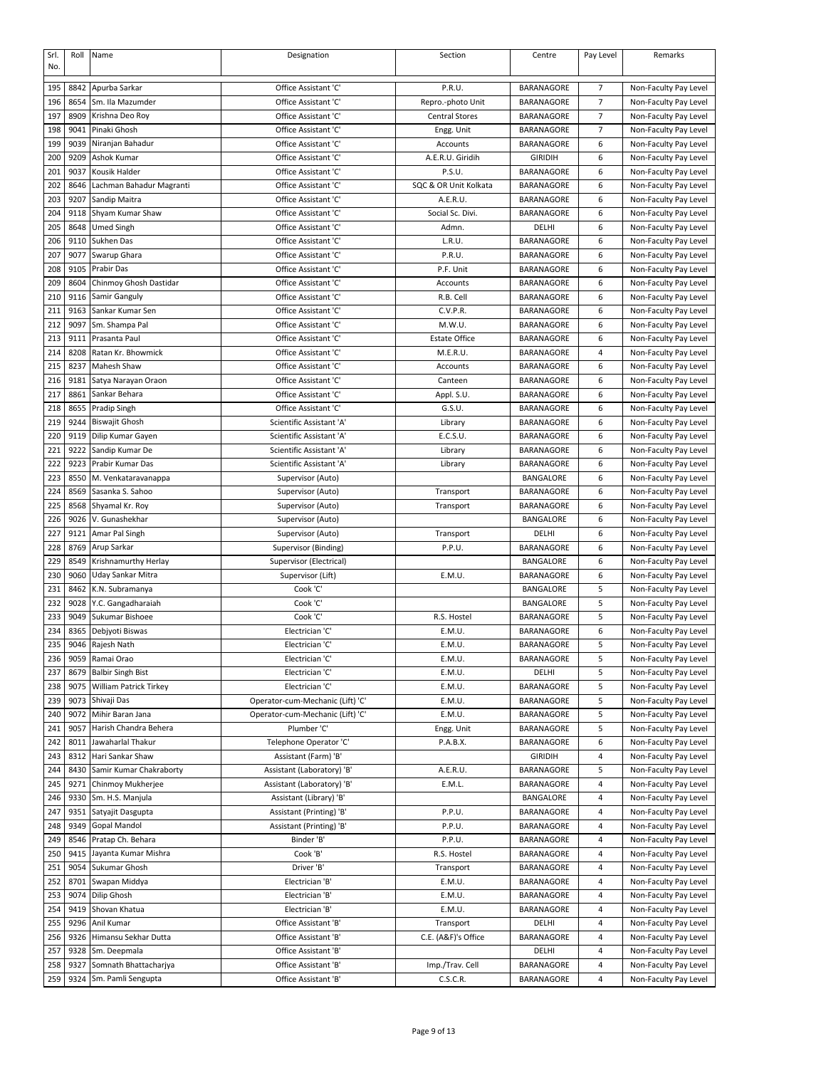| Srl. No. | Roll | Name | Designation | Section | Centre | Pay Level | Remarks |
|---|---|---|---|---|---|---|---|
| 195 | 8842 | Apurba Sarkar | Office Assistant 'C' | P.R.U. | BARANAGORE | 7 | Non-Faculty Pay Level |
| 196 | 8654 | Sm. Ila Mazumder | Office Assistant 'C' | Repro.-photo Unit | BARANAGORE | 7 | Non-Faculty Pay Level |
| 197 | 8909 | Krishna Deo Roy | Office Assistant 'C' | Central Stores | BARANAGORE | 7 | Non-Faculty Pay Level |
| 198 | 9041 | Pinaki Ghosh | Office Assistant 'C' | Engg. Unit | BARANAGORE | 7 | Non-Faculty Pay Level |
| 199 | 9039 | Niranjan Bahadur | Office Assistant 'C' | Accounts | BARANAGORE | 6 | Non-Faculty Pay Level |
| 200 | 9209 | Ashok Kumar | Office Assistant 'C' | A.E.R.U. Giridih | GIRIDIH | 6 | Non-Faculty Pay Level |
| 201 | 9037 | Kousik Halder | Office Assistant 'C' | P.S.U. | BARANAGORE | 6 | Non-Faculty Pay Level |
| 202 | 8646 | Lachman Bahadur Magranti | Office Assistant 'C' | SQC & OR Unit Kolkata | BARANAGORE | 6 | Non-Faculty Pay Level |
| 203 | 9207 | Sandip Maitra | Office Assistant 'C' | A.E.R.U. | BARANAGORE | 6 | Non-Faculty Pay Level |
| 204 | 9118 | Shyam Kumar Shaw | Office Assistant 'C' | Social Sc. Divi. | BARANAGORE | 6 | Non-Faculty Pay Level |
| 205 | 8648 | Umed Singh | Office Assistant 'C' | Admn. | DELHI | 6 | Non-Faculty Pay Level |
| 206 | 9110 | Sukhen Das | Office Assistant 'C' | L.R.U. | BARANAGORE | 6 | Non-Faculty Pay Level |
| 207 | 9077 | Swarup Ghara | Office Assistant 'C' | P.R.U. | BARANAGORE | 6 | Non-Faculty Pay Level |
| 208 | 9105 | Prabir Das | Office Assistant 'C' | P.F. Unit | BARANAGORE | 6 | Non-Faculty Pay Level |
| 209 | 8604 | Chinmoy Ghosh Dastidar | Office Assistant 'C' | Accounts | BARANAGORE | 6 | Non-Faculty Pay Level |
| 210 | 9116 | Samir Ganguly | Office Assistant 'C' | R.B. Cell | BARANAGORE | 6 | Non-Faculty Pay Level |
| 211 | 9163 | Sankar Kumar Sen | Office Assistant 'C' | C.V.P.R. | BARANAGORE | 6 | Non-Faculty Pay Level |
| 212 | 9097 | Sm. Shampa Pal | Office Assistant 'C' | M.W.U. | BARANAGORE | 6 | Non-Faculty Pay Level |
| 213 | 9111 | Prasanta Paul | Office Assistant 'C' | Estate Office | BARANAGORE | 6 | Non-Faculty Pay Level |
| 214 | 8208 | Ratan Kr. Bhowmick | Office Assistant 'C' | M.E.R.U. | BARANAGORE | 4 | Non-Faculty Pay Level |
| 215 | 8237 | Mahesh Shaw | Office Assistant 'C' | Accounts | BARANAGORE | 6 | Non-Faculty Pay Level |
| 216 | 9181 | Satya Narayan Oraon | Office Assistant 'C' | Canteen | BARANAGORE | 6 | Non-Faculty Pay Level |
| 217 | 8861 | Sankar Behara | Office Assistant 'C' | Appl. S.U. | BARANAGORE | 6 | Non-Faculty Pay Level |
| 218 | 8655 | Pradip Singh | Office Assistant 'C' | G.S.U. | BARANAGORE | 6 | Non-Faculty Pay Level |
| 219 | 9244 | Biswajit Ghosh | Scientific Assistant 'A' | Library | BARANAGORE | 6 | Non-Faculty Pay Level |
| 220 | 9119 | Dilip Kumar Gayen | Scientific Assistant 'A' | E.C.S.U. | BARANAGORE | 6 | Non-Faculty Pay Level |
| 221 | 9222 | Sandip Kumar De | Scientific Assistant 'A' | Library | BARANAGORE | 6 | Non-Faculty Pay Level |
| 222 | 9223 | Prabir Kumar Das | Scientific Assistant 'A' | Library | BARANAGORE | 6 | Non-Faculty Pay Level |
| 223 | 8550 | M. Venkataravanappa | Supervisor (Auto) | | BANGALORE | 6 | Non-Faculty Pay Level |
| 224 | 8569 | Sasanka S. Sahoo | Supervisor (Auto) | Transport | BARANAGORE | 6 | Non-Faculty Pay Level |
| 225 | 8568 | Shyamal Kr. Roy | Supervisor (Auto) | Transport | BARANAGORE | 6 | Non-Faculty Pay Level |
| 226 | 9026 | V. Gunashekhar | Supervisor (Auto) | | BANGALORE | 6 | Non-Faculty Pay Level |
| 227 | 9121 | Amar Pal Singh | Supervisor (Auto) | Transport | DELHI | 6 | Non-Faculty Pay Level |
| 228 | 8769 | Arup Sarkar | Supervisor (Binding) | P.P.U. | BARANAGORE | 6 | Non-Faculty Pay Level |
| 229 | 8549 | Krishnamurthy Herlay | Supervisor (Electrical) | | BANGALORE | 6 | Non-Faculty Pay Level |
| 230 | 9060 | Uday Sankar Mitra | Supervisor (Lift) | E.M.U. | BARANAGORE | 6 | Non-Faculty Pay Level |
| 231 | 8462 | K.N. Subramanya | Cook 'C' | | BANGALORE | 5 | Non-Faculty Pay Level |
| 232 | 9028 | Y.C. Gangadharaiah | Cook 'C' | | BANGALORE | 5 | Non-Faculty Pay Level |
| 233 | 9049 | Sukumar Bishoee | Cook 'C' | R.S. Hostel | BARANAGORE | 5 | Non-Faculty Pay Level |
| 234 | 8365 | Debjyoti Biswas | Electrician 'C' | E.M.U. | BARANAGORE | 6 | Non-Faculty Pay Level |
| 235 | 9046 | Rajesh Nath | Electrician 'C' | E.M.U. | BARANAGORE | 5 | Non-Faculty Pay Level |
| 236 | 9059 | Ramai Orao | Electrician 'C' | E.M.U. | BARANAGORE | 5 | Non-Faculty Pay Level |
| 237 | 8679 | Balbir Singh Bist | Electrician 'C' | E.M.U. | DELHI | 5 | Non-Faculty Pay Level |
| 238 | 9075 | William Patrick Tirkey | Electrician 'C' | E.M.U. | BARANAGORE | 5 | Non-Faculty Pay Level |
| 239 | 9073 | Shivaji Das | Operator-cum-Mechanic (Lift) 'C' | E.M.U. | BARANAGORE | 5 | Non-Faculty Pay Level |
| 240 | 9072 | Mihir Baran Jana | Operator-cum-Mechanic (Lift) 'C' | E.M.U. | BARANAGORE | 5 | Non-Faculty Pay Level |
| 241 | 9057 | Harish Chandra Behera | Plumber 'C' | Engg. Unit | BARANAGORE | 5 | Non-Faculty Pay Level |
| 242 | 8011 | Jawaharlal Thakur | Telephone Operator 'C' | P.A.B.X. | BARANAGORE | 6 | Non-Faculty Pay Level |
| 243 | 8312 | Hari Sankar Shaw | Assistant (Farm) 'B' | | GIRIDIH | 4 | Non-Faculty Pay Level |
| 244 | 8430 | Samir Kumar Chakraborty | Assistant (Laboratory) 'B' | A.E.R.U. | BARANAGORE | 5 | Non-Faculty Pay Level |
| 245 | 9271 | Chinmoy Mukherjee | Assistant (Laboratory) 'B' | E.M.L. | BARANAGORE | 4 | Non-Faculty Pay Level |
| 246 | 9330 | Sm. H.S. Manjula | Assistant (Library) 'B' | | BANGALORE | 4 | Non-Faculty Pay Level |
| 247 | 9351 | Satyajit Dasgupta | Assistant (Printing) 'B' | P.P.U. | BARANAGORE | 4 | Non-Faculty Pay Level |
| 248 | 9349 | Gopal Mandol | Assistant (Printing) 'B' | P.P.U. | BARANAGORE | 4 | Non-Faculty Pay Level |
| 249 | 8546 | Pratap Ch. Behara | Binder 'B' | P.P.U. | BARANAGORE | 4 | Non-Faculty Pay Level |
| 250 | 9415 | Jayanta Kumar Mishra | Cook 'B' | R.S. Hostel | BARANAGORE | 4 | Non-Faculty Pay Level |
| 251 | 9054 | Sukumar Ghosh | Driver 'B' | Transport | BARANAGORE | 4 | Non-Faculty Pay Level |
| 252 | 8701 | Swapan Middya | Electrician 'B' | E.M.U. | BARANAGORE | 4 | Non-Faculty Pay Level |
| 253 | 9074 | Dilip Ghosh | Electrician 'B' | E.M.U. | BARANAGORE | 4 | Non-Faculty Pay Level |
| 254 | 9419 | Shovan Khatua | Electrician 'B' | E.M.U. | BARANAGORE | 4 | Non-Faculty Pay Level |
| 255 | 9296 | Anil Kumar | Office Assistant 'B' | Transport | DELHI | 4 | Non-Faculty Pay Level |
| 256 | 9326 | Himansu Sekhar Dutta | Office Assistant 'B' | C.E. (A&F)'s Office | BARANAGORE | 4 | Non-Faculty Pay Level |
| 257 | 9328 | Sm. Deepmala | Office Assistant 'B' | | DELHI | 4 | Non-Faculty Pay Level |
| 258 | 9327 | Somnath Bhattacharjya | Office Assistant 'B' | Imp./Trav. Cell | BARANAGORE | 4 | Non-Faculty Pay Level |
| 259 | 9324 | Sm. Pamli Sengupta | Office Assistant 'B' | C.S.C.R. | BARANAGORE | 4 | Non-Faculty Pay Level |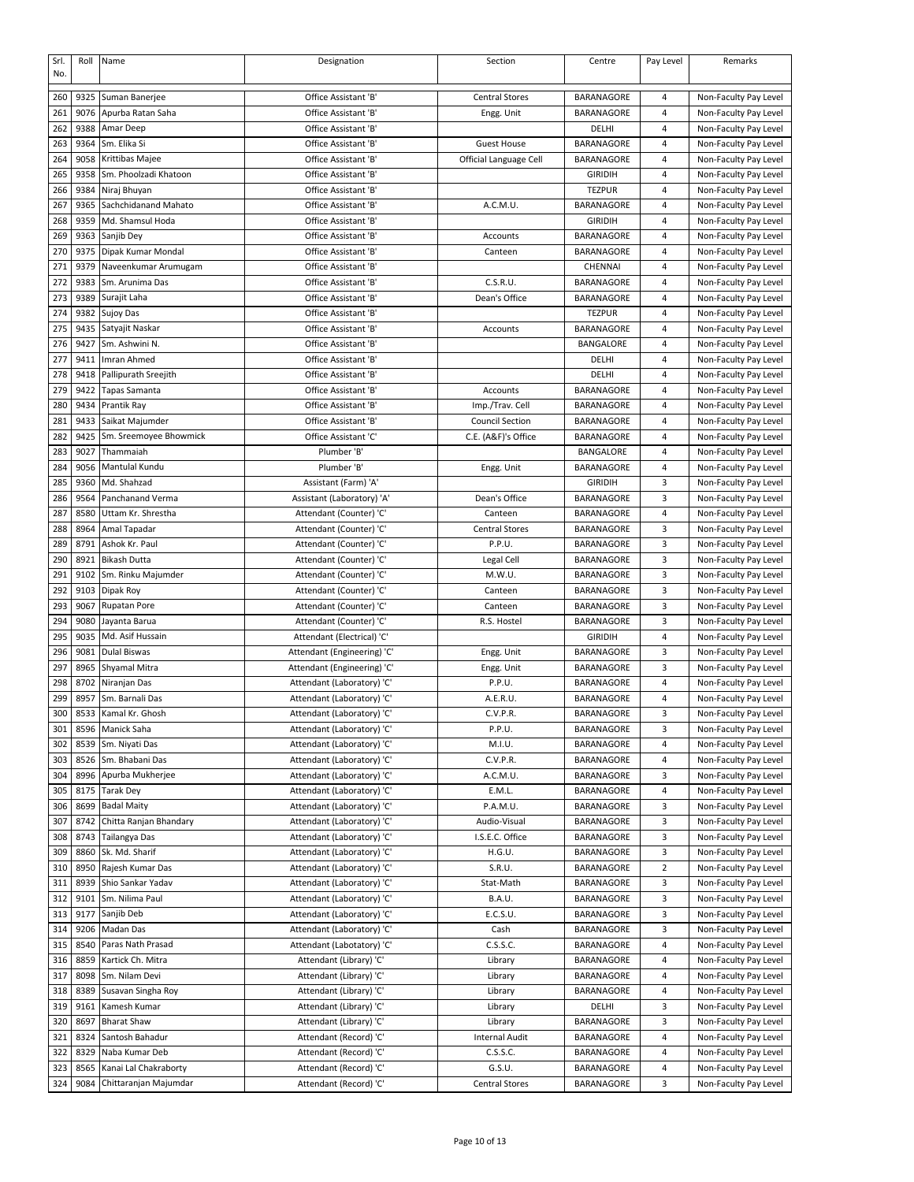| Srl. No. | Roll | Name | Designation | Section | Centre | Pay Level | Remarks |
|---|---|---|---|---|---|---|---|
| 260 | 9325 | Suman Banerjee | Office Assistant 'B' | Central Stores | BARANAGORE | 4 | Non-Faculty Pay Level |
| 261 | 9076 | Apurba Ratan Saha | Office Assistant 'B' | Engg. Unit | BARANAGORE | 4 | Non-Faculty Pay Level |
| 262 | 9388 | Amar Deep | Office Assistant 'B' | | DELHI | 4 | Non-Faculty Pay Level |
| 263 | 9364 | Sm. Elika Si | Office Assistant 'B' | Guest House | BARANAGORE | 4 | Non-Faculty Pay Level |
| 264 | 9058 | Krittibas Majee | Office Assistant 'B' | Official Language Cell | BARANAGORE | 4 | Non-Faculty Pay Level |
| 265 | 9358 | Sm. Phoolzadi Khatoon | Office Assistant 'B' | | GIRIDIH | 4 | Non-Faculty Pay Level |
| 266 | 9384 | Niraj Bhuyan | Office Assistant 'B' | | TEZPUR | 4 | Non-Faculty Pay Level |
| 267 | 9365 | Sachchidanand Mahato | Office Assistant 'B' | A.C.M.U. | BARANAGORE | 4 | Non-Faculty Pay Level |
| 268 | 9359 | Md. Shamsul Hoda | Office Assistant 'B' | | GIRIDIH | 4 | Non-Faculty Pay Level |
| 269 | 9363 | Sanjib Dey | Office Assistant 'B' | Accounts | BARANAGORE | 4 | Non-Faculty Pay Level |
| 270 | 9375 | Dipak Kumar Mondal | Office Assistant 'B' | Canteen | BARANAGORE | 4 | Non-Faculty Pay Level |
| 271 | 9379 | Naveenkumar Arumugam | Office Assistant 'B' | | CHENNAI | 4 | Non-Faculty Pay Level |
| 272 | 9383 | Sm. Arunima Das | Office Assistant 'B' | C.S.R.U. | BARANAGORE | 4 | Non-Faculty Pay Level |
| 273 | 9389 | Surajit Laha | Office Assistant 'B' | Dean's Office | BARANAGORE | 4 | Non-Faculty Pay Level |
| 274 | 9382 | Sujoy Das | Office Assistant 'B' | | TEZPUR | 4 | Non-Faculty Pay Level |
| 275 | 9435 | Satyajit Naskar | Office Assistant 'B' | Accounts | BARANAGORE | 4 | Non-Faculty Pay Level |
| 276 | 9427 | Sm. Ashwini N. | Office Assistant 'B' | | BANGALORE | 4 | Non-Faculty Pay Level |
| 277 | 9411 | Imran Ahmed | Office Assistant 'B' | | DELHI | 4 | Non-Faculty Pay Level |
| 278 | 9418 | Pallipurath Sreejith | Office Assistant 'B' | | DELHI | 4 | Non-Faculty Pay Level |
| 279 | 9422 | Tapas Samanta | Office Assistant 'B' | Accounts | BARANAGORE | 4 | Non-Faculty Pay Level |
| 280 | 9434 | Prantik Ray | Office Assistant 'B' | Imp./Trav. Cell | BARANAGORE | 4 | Non-Faculty Pay Level |
| 281 | 9433 | Saikat Majumder | Office Assistant 'B' | Council Section | BARANAGORE | 4 | Non-Faculty Pay Level |
| 282 | 9425 | Sm. Sreemoyee Bhowmick | Office Assistant 'C' | C.E. (A&F)'s Office | BARANAGORE | 4 | Non-Faculty Pay Level |
| 283 | 9027 | Thammaiah | Plumber 'B' | | BANGALORE | 4 | Non-Faculty Pay Level |
| 284 | 9056 | Mantulal Kundu | Plumber 'B' | Engg. Unit | BARANAGORE | 4 | Non-Faculty Pay Level |
| 285 | 9360 | Md. Shahzad | Assistant (Farm) 'A' | | GIRIDIH | 3 | Non-Faculty Pay Level |
| 286 | 9564 | Panchanand Verma | Assistant (Laboratory) 'A' | Dean's Office | BARANAGORE | 3 | Non-Faculty Pay Level |
| 287 | 8580 | Uttam Kr. Shrestha | Attendant (Counter) 'C' | Canteen | BARANAGORE | 4 | Non-Faculty Pay Level |
| 288 | 8964 | Amal Tapadar | Attendant (Counter) 'C' | Central Stores | BARANAGORE | 3 | Non-Faculty Pay Level |
| 289 | 8791 | Ashok Kr. Paul | Attendant (Counter) 'C' | P.P.U. | BARANAGORE | 3 | Non-Faculty Pay Level |
| 290 | 8921 | Bikash Dutta | Attendant (Counter) 'C' | Legal Cell | BARANAGORE | 3 | Non-Faculty Pay Level |
| 291 | 9102 | Sm. Rinku Majumder | Attendant (Counter) 'C' | M.W.U. | BARANAGORE | 3 | Non-Faculty Pay Level |
| 292 | 9103 | Dipak Roy | Attendant (Counter) 'C' | Canteen | BARANAGORE | 3 | Non-Faculty Pay Level |
| 293 | 9067 | Rupatan Pore | Attendant (Counter) 'C' | Canteen | BARANAGORE | 3 | Non-Faculty Pay Level |
| 294 | 9080 | Jayanta Barua | Attendant (Counter) 'C' | R.S. Hostel | BARANAGORE | 3 | Non-Faculty Pay Level |
| 295 | 9035 | Md. Asif Hussain | Attendant (Electrical) 'C' | | GIRIDIH | 4 | Non-Faculty Pay Level |
| 296 | 9081 | Dulal Biswas | Attendant (Engineering) 'C' | Engg. Unit | BARANAGORE | 3 | Non-Faculty Pay Level |
| 297 | 8965 | Shyamal Mitra | Attendant (Engineering) 'C' | Engg. Unit | BARANAGORE | 3 | Non-Faculty Pay Level |
| 298 | 8702 | Niranjan Das | Attendant (Laboratory) 'C' | P.P.U. | BARANAGORE | 4 | Non-Faculty Pay Level |
| 299 | 8957 | Sm. Barnali Das | Attendant (Laboratory) 'C' | A.E.R.U. | BARANAGORE | 4 | Non-Faculty Pay Level |
| 300 | 8533 | Kamal Kr. Ghosh | Attendant (Laboratory) 'C' | C.V.P.R. | BARANAGORE | 3 | Non-Faculty Pay Level |
| 301 | 8596 | Manick Saha | Attendant (Laboratory) 'C' | P.P.U. | BARANAGORE | 3 | Non-Faculty Pay Level |
| 302 | 8539 | Sm. Niyati Das | Attendant (Laboratory) 'C' | M.I.U. | BARANAGORE | 4 | Non-Faculty Pay Level |
| 303 | 8526 | Sm. Bhabani Das | Attendant (Laboratory) 'C' | C.V.P.R. | BARANAGORE | 4 | Non-Faculty Pay Level |
| 304 | 8996 | Apurba Mukherjee | Attendant (Laboratory) 'C' | A.C.M.U. | BARANAGORE | 3 | Non-Faculty Pay Level |
| 305 | 8175 | Tarak Dey | Attendant (Laboratory) 'C' | E.M.L. | BARANAGORE | 4 | Non-Faculty Pay Level |
| 306 | 8699 | Badal Maity | Attendant (Laboratory) 'C' | P.A.M.U. | BARANAGORE | 3 | Non-Faculty Pay Level |
| 307 | 8742 | Chitta Ranjan Bhandary | Attendant (Laboratory) 'C' | Audio-Visual | BARANAGORE | 3 | Non-Faculty Pay Level |
| 308 | 8743 | Tailangya Das | Attendant (Laboratory) 'C' | I.S.E.C. Office | BARANAGORE | 3 | Non-Faculty Pay Level |
| 309 | 8860 | Sk. Md. Sharif | Attendant (Laboratory) 'C' | H.G.U. | BARANAGORE | 3 | Non-Faculty Pay Level |
| 310 | 8950 | Rajesh Kumar Das | Attendant (Laboratory) 'C' | S.R.U. | BARANAGORE | 2 | Non-Faculty Pay Level |
| 311 | 8939 | Shio Sankar Yadav | Attendant (Laboratory) 'C' | Stat-Math | BARANAGORE | 3 | Non-Faculty Pay Level |
| 312 | 9101 | Sm. Nilima Paul | Attendant (Laboratory) 'C' | B.A.U. | BARANAGORE | 3 | Non-Faculty Pay Level |
| 313 | 9177 | Sanjib Deb | Attendant (Laboratory) 'C' | E.C.S.U. | BARANAGORE | 3 | Non-Faculty Pay Level |
| 314 | 9206 | Madan Das | Attendant (Laboratory) 'C' | Cash | BARANAGORE | 3 | Non-Faculty Pay Level |
| 315 | 8540 | Paras Nath Prasad | Attendant (Labotatory) 'C' | C.S.S.C. | BARANAGORE | 4 | Non-Faculty Pay Level |
| 316 | 8859 | Kartick Ch. Mitra | Attendant (Library) 'C' | Library | BARANAGORE | 4 | Non-Faculty Pay Level |
| 317 | 8098 | Sm. Nilam Devi | Attendant (Library) 'C' | Library | BARANAGORE | 4 | Non-Faculty Pay Level |
| 318 | 8389 | Susavan Singha Roy | Attendant (Library) 'C' | Library | BARANAGORE | 4 | Non-Faculty Pay Level |
| 319 | 9161 | Kamesh Kumar | Attendant (Library) 'C' | Library | DELHI | 3 | Non-Faculty Pay Level |
| 320 | 8697 | Bharat Shaw | Attendant (Library) 'C' | Library | BARANAGORE | 3 | Non-Faculty Pay Level |
| 321 | 8324 | Santosh Bahadur | Attendant (Record) 'C' | Internal Audit | BARANAGORE | 4 | Non-Faculty Pay Level |
| 322 | 8329 | Naba Kumar Deb | Attendant (Record) 'C' | C.S.S.C. | BARANAGORE | 4 | Non-Faculty Pay Level |
| 323 | 8565 | Kanai Lal Chakraborty | Attendant (Record) 'C' | G.S.U. | BARANAGORE | 4 | Non-Faculty Pay Level |
| 324 | 9084 | Chittaranjan Majumdar | Attendant (Record) 'C' | Central Stores | BARANAGORE | 3 | Non-Faculty Pay Level |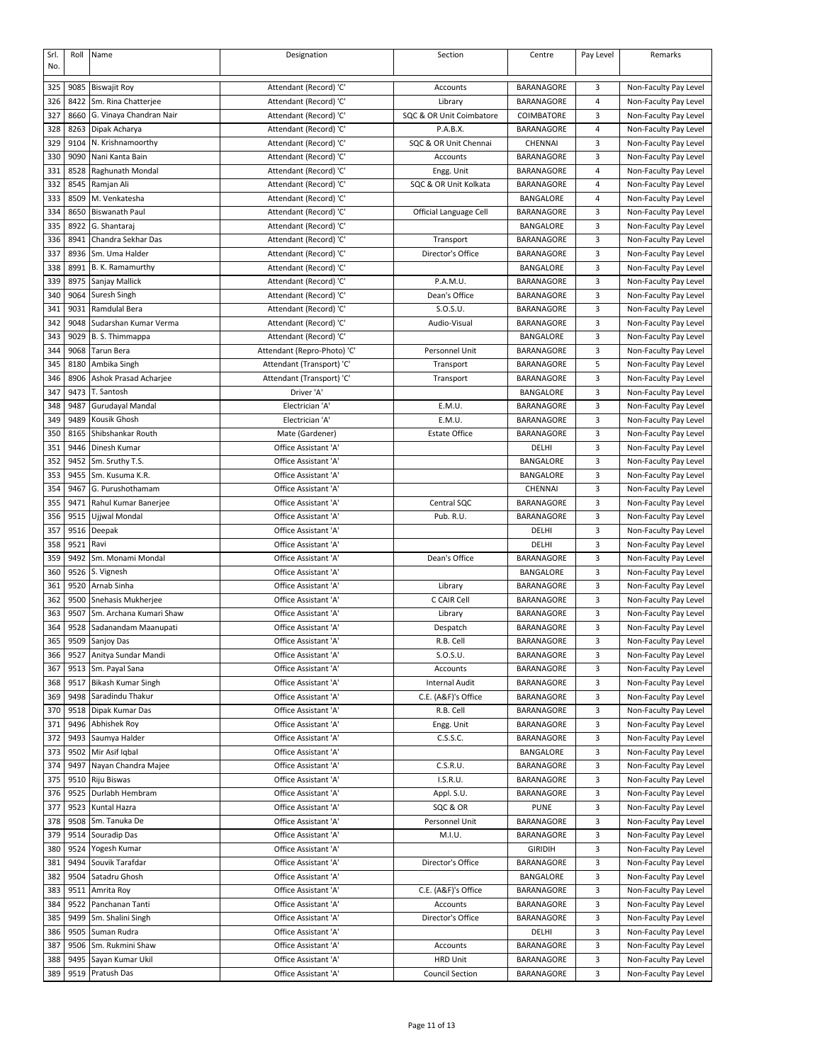| Srl. No. | Roll | Name | Designation | Section | Centre | Pay Level | Remarks |
|---|---|---|---|---|---|---|---|
| 325 | 9085 | Biswajit Roy | Attendant (Record) 'C' | Accounts | BARANAGORE | 3 | Non-Faculty Pay Level |
| 326 | 8422 | Sm. Rina Chatterjee | Attendant (Record) 'C' | Library | BARANAGORE | 4 | Non-Faculty Pay Level |
| 327 | 8660 | G. Vinaya Chandran Nair | Attendant (Record) 'C' | SQC & OR Unit Coimbatore | COIMBATORE | 3 | Non-Faculty Pay Level |
| 328 | 8263 | Dipak Acharya | Attendant (Record) 'C' | P.A.B.X. | BARANAGORE | 4 | Non-Faculty Pay Level |
| 329 | 9104 | N. Krishnamoorthy | Attendant (Record) 'C' | SQC & OR Unit Chennai | CHENNAI | 3 | Non-Faculty Pay Level |
| 330 | 9090 | Nani Kanta Bain | Attendant (Record) 'C' | Accounts | BARANAGORE | 3 | Non-Faculty Pay Level |
| 331 | 8528 | Raghunath Mondal | Attendant (Record) 'C' | Engg. Unit | BARANAGORE | 4 | Non-Faculty Pay Level |
| 332 | 8545 | Ramjan Ali | Attendant (Record) 'C' | SQC & OR Unit Kolkata | BARANAGORE | 4 | Non-Faculty Pay Level |
| 333 | 8509 | M. Venkatesha | Attendant (Record) 'C' | | BANGALORE | 4 | Non-Faculty Pay Level |
| 334 | 8650 | Biswanath Paul | Attendant (Record) 'C' | Official Language Cell | BARANAGORE | 3 | Non-Faculty Pay Level |
| 335 | 8922 | G. Shantaraj | Attendant (Record) 'C' | | BANGALORE | 3 | Non-Faculty Pay Level |
| 336 | 8941 | Chandra Sekhar Das | Attendant (Record) 'C' | Transport | BARANAGORE | 3 | Non-Faculty Pay Level |
| 337 | 8936 | Sm. Uma Halder | Attendant (Record) 'C' | Director's Office | BARANAGORE | 3 | Non-Faculty Pay Level |
| 338 | 8991 | B. K. Ramamurthy | Attendant (Record) 'C' | | BANGALORE | 3 | Non-Faculty Pay Level |
| 339 | 8975 | Sanjay Mallick | Attendant (Record) 'C' | P.A.M.U. | BARANAGORE | 3 | Non-Faculty Pay Level |
| 340 | 9064 | Suresh Singh | Attendant (Record) 'C' | Dean's Office | BARANAGORE | 3 | Non-Faculty Pay Level |
| 341 | 9031 | Ramdulal Bera | Attendant (Record) 'C' | S.O.S.U. | BARANAGORE | 3 | Non-Faculty Pay Level |
| 342 | 9048 | Sudarshan Kumar Verma | Attendant (Record) 'C' | Audio-Visual | BARANAGORE | 3 | Non-Faculty Pay Level |
| 343 | 9029 | B. S. Thimmappa | Attendant (Record) 'C' | | BANGALORE | 3 | Non-Faculty Pay Level |
| 344 | 9068 | Tarun Bera | Attendant (Repro-Photo) 'C' | Personnel Unit | BARANAGORE | 3 | Non-Faculty Pay Level |
| 345 | 8180 | Ambika Singh | Attendant (Transport) 'C' | Transport | BARANAGORE | 5 | Non-Faculty Pay Level |
| 346 | 8906 | Ashok Prasad Acharjee | Attendant (Transport) 'C' | Transport | BARANAGORE | 3 | Non-Faculty Pay Level |
| 347 | 9473 | T. Santosh | Driver 'A' | | BANGALORE | 3 | Non-Faculty Pay Level |
| 348 | 9487 | Gurudayal Mandal | Electrician 'A' | E.M.U. | BARANAGORE | 3 | Non-Faculty Pay Level |
| 349 | 9489 | Kousik Ghosh | Electrician 'A' | E.M.U. | BARANAGORE | 3 | Non-Faculty Pay Level |
| 350 | 8165 | Shibshankar Routh | Mate (Gardener) | Estate Office | BARANAGORE | 3 | Non-Faculty Pay Level |
| 351 | 9446 | Dinesh Kumar | Office Assistant 'A' | | DELHI | 3 | Non-Faculty Pay Level |
| 352 | 9452 | Sm. Sruthy T.S. | Office Assistant 'A' | | BANGALORE | 3 | Non-Faculty Pay Level |
| 353 | 9455 | Sm. Kusuma K.R. | Office Assistant 'A' | | BANGALORE | 3 | Non-Faculty Pay Level |
| 354 | 9467 | G. Purushothamam | Office Assistant 'A' | | CHENNAI | 3 | Non-Faculty Pay Level |
| 355 | 9471 | Rahul Kumar Banerjee | Office Assistant 'A' | Central SQC | BARANAGORE | 3 | Non-Faculty Pay Level |
| 356 | 9515 | Ujjwal Mondal | Office Assistant 'A' | Pub. R.U. | BARANAGORE | 3 | Non-Faculty Pay Level |
| 357 | 9516 | Deepak | Office Assistant 'A' | | DELHI | 3 | Non-Faculty Pay Level |
| 358 | 9521 | Ravi | Office Assistant 'A' | | DELHI | 3 | Non-Faculty Pay Level |
| 359 | 9492 | Sm. Monami Mondal | Office Assistant 'A' | Dean's Office | BARANAGORE | 3 | Non-Faculty Pay Level |
| 360 | 9526 | S. Vignesh | Office Assistant 'A' | | BANGALORE | 3 | Non-Faculty Pay Level |
| 361 | 9520 | Arnab Sinha | Office Assistant 'A' | Library | BARANAGORE | 3 | Non-Faculty Pay Level |
| 362 | 9500 | Snehasis Mukherjee | Office Assistant 'A' | C CAIR Cell | BARANAGORE | 3 | Non-Faculty Pay Level |
| 363 | 9507 | Sm. Archana Kumari Shaw | Office Assistant 'A' | Library | BARANAGORE | 3 | Non-Faculty Pay Level |
| 364 | 9528 | Sadanandam Maanupati | Office Assistant 'A' | Despatch | BARANAGORE | 3 | Non-Faculty Pay Level |
| 365 | 9509 | Sanjoy Das | Office Assistant 'A' | R.B. Cell | BARANAGORE | 3 | Non-Faculty Pay Level |
| 366 | 9527 | Anitya Sundar Mandi | Office Assistant 'A' | S.O.S.U. | BARANAGORE | 3 | Non-Faculty Pay Level |
| 367 | 9513 | Sm. Payal Sana | Office Assistant 'A' | Accounts | BARANAGORE | 3 | Non-Faculty Pay Level |
| 368 | 9517 | Bikash Kumar Singh | Office Assistant 'A' | Internal Audit | BARANAGORE | 3 | Non-Faculty Pay Level |
| 369 | 9498 | Saradindu Thakur | Office Assistant 'A' | C.E. (A&F)'s Office | BARANAGORE | 3 | Non-Faculty Pay Level |
| 370 | 9518 | Dipak Kumar Das | Office Assistant 'A' | R.B. Cell | BARANAGORE | 3 | Non-Faculty Pay Level |
| 371 | 9496 | Abhishek Roy | Office Assistant 'A' | Engg. Unit | BARANAGORE | 3 | Non-Faculty Pay Level |
| 372 | 9493 | Saumya Halder | Office Assistant 'A' | C.S.S.C. | BARANAGORE | 3 | Non-Faculty Pay Level |
| 373 | 9502 | Mir Asif Iqbal | Office Assistant 'A' | | BANGALORE | 3 | Non-Faculty Pay Level |
| 374 | 9497 | Nayan Chandra Majee | Office Assistant 'A' | C.S.R.U. | BARANAGORE | 3 | Non-Faculty Pay Level |
| 375 | 9510 | Riju Biswas | Office Assistant 'A' | I.S.R.U. | BARANAGORE | 3 | Non-Faculty Pay Level |
| 376 | 9525 | Durlabh Hembram | Office Assistant 'A' | Appl. S.U. | BARANAGORE | 3 | Non-Faculty Pay Level |
| 377 | 9523 | Kuntal Hazra | Office Assistant 'A' | SQC & OR | PUNE | 3 | Non-Faculty Pay Level |
| 378 | 9508 | Sm. Tanuka De | Office Assistant 'A' | Personnel Unit | BARANAGORE | 3 | Non-Faculty Pay Level |
| 379 | 9514 | Souradip Das | Office Assistant 'A' | M.I.U. | BARANAGORE | 3 | Non-Faculty Pay Level |
| 380 | 9524 | Yogesh Kumar | Office Assistant 'A' | | GIRIDIH | 3 | Non-Faculty Pay Level |
| 381 | 9494 | Souvik Tarafdar | Office Assistant 'A' | Director's Office | BARANAGORE | 3 | Non-Faculty Pay Level |
| 382 | 9504 | Satadru Ghosh | Office Assistant 'A' | | BANGALORE | 3 | Non-Faculty Pay Level |
| 383 | 9511 | Amrita Roy | Office Assistant 'A' | C.E. (A&F)'s Office | BARANAGORE | 3 | Non-Faculty Pay Level |
| 384 | 9522 | Panchanan Tanti | Office Assistant 'A' | Accounts | BARANAGORE | 3 | Non-Faculty Pay Level |
| 385 | 9499 | Sm. Shalini Singh | Office Assistant 'A' | Director's Office | BARANAGORE | 3 | Non-Faculty Pay Level |
| 386 | 9505 | Suman Rudra | Office Assistant 'A' | | DELHI | 3 | Non-Faculty Pay Level |
| 387 | 9506 | Sm. Rukmini Shaw | Office Assistant 'A' | Accounts | BARANAGORE | 3 | Non-Faculty Pay Level |
| 388 | 9495 | Sayan Kumar Ukil | Office Assistant 'A' | HRD Unit | BARANAGORE | 3 | Non-Faculty Pay Level |
| 389 | 9519 | Pratush Das | Office Assistant 'A' | Council Section | BARANAGORE | 3 | Non-Faculty Pay Level |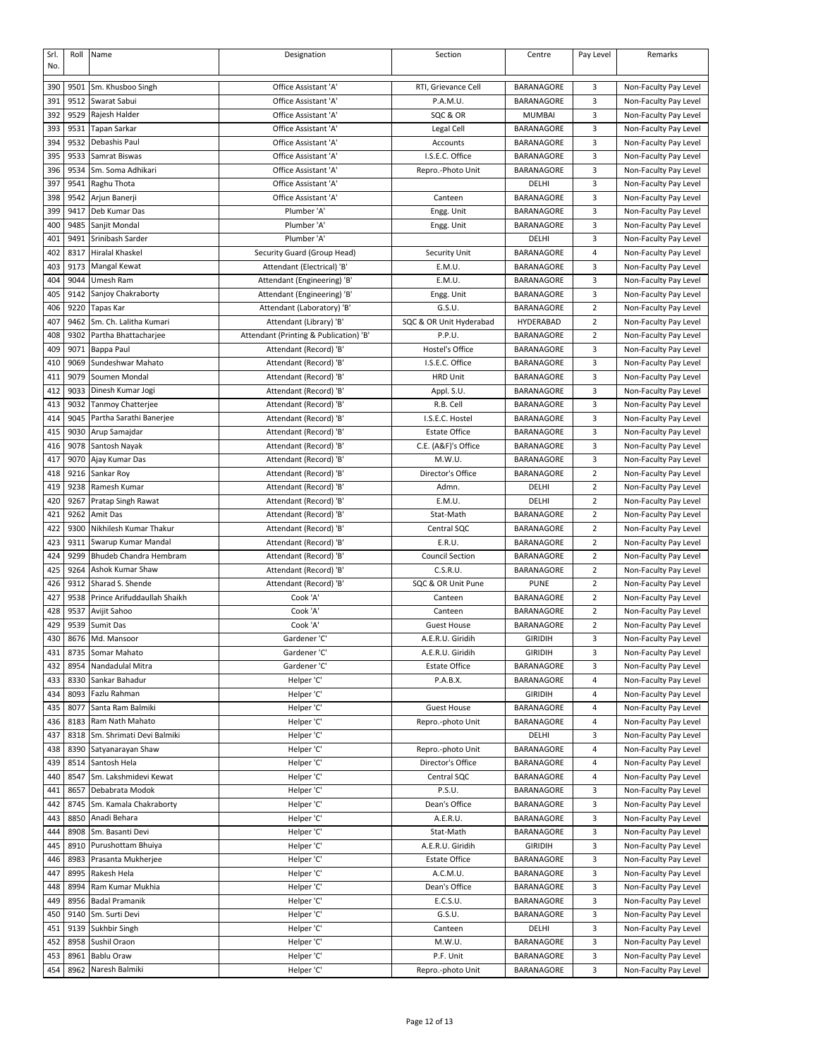| Srl. No. | Roll | Name | Designation | Section | Centre | Pay Level | Remarks |
|---|---|---|---|---|---|---|---|
| 390 | 9501 | Sm. Khusboo Singh | Office Assistant 'A' | RTI, Grievance Cell | BARANAGORE | 3 | Non-Faculty Pay Level |
| 391 | 9512 | Swarat Sabui | Office Assistant 'A' | P.A.M.U. | BARANAGORE | 3 | Non-Faculty Pay Level |
| 392 | 9529 | Rajesh Halder | Office Assistant 'A' | SQC & OR | MUMBAI | 3 | Non-Faculty Pay Level |
| 393 | 9531 | Tapan Sarkar | Office Assistant 'A' | Legal Cell | BARANAGORE | 3 | Non-Faculty Pay Level |
| 394 | 9532 | Debashis Paul | Office Assistant 'A' | Accounts | BARANAGORE | 3 | Non-Faculty Pay Level |
| 395 | 9533 | Samrat Biswas | Office Assistant 'A' | I.S.E.C. Office | BARANAGORE | 3 | Non-Faculty Pay Level |
| 396 | 9534 | Sm. Soma Adhikari | Office Assistant 'A' | Repro.-Photo Unit | BARANAGORE | 3 | Non-Faculty Pay Level |
| 397 | 9541 | Raghu Thota | Office Assistant 'A' | | DELHI | 3 | Non-Faculty Pay Level |
| 398 | 9542 | Arjun Banerji | Office Assistant 'A' | Canteen | BARANAGORE | 3 | Non-Faculty Pay Level |
| 399 | 9417 | Deb Kumar Das | Plumber 'A' | Engg. Unit | BARANAGORE | 3 | Non-Faculty Pay Level |
| 400 | 9485 | Sanjit Mondal | Plumber 'A' | Engg. Unit | BARANAGORE | 3 | Non-Faculty Pay Level |
| 401 | 9491 | Srinibash Sarder | Plumber 'A' | | DELHI | 3 | Non-Faculty Pay Level |
| 402 | 8317 | Hiralal Khaskel | Security Guard (Group Head) | Security Unit | BARANAGORE | 4 | Non-Faculty Pay Level |
| 403 | 9173 | Mangal Kewat | Attendant (Electrical) 'B' | E.M.U. | BARANAGORE | 3 | Non-Faculty Pay Level |
| 404 | 9044 | Umesh Ram | Attendant (Engineering) 'B' | E.M.U. | BARANAGORE | 3 | Non-Faculty Pay Level |
| 405 | 9142 | Sanjoy Chakraborty | Attendant (Engineering) 'B' | Engg. Unit | BARANAGORE | 3 | Non-Faculty Pay Level |
| 406 | 9220 | Tapas Kar | Attendant (Laboratory) 'B' | G.S.U. | BARANAGORE | 2 | Non-Faculty Pay Level |
| 407 | 9462 | Sm. Ch. Lalitha Kumari | Attendant (Library) 'B' | SQC & OR Unit Hyderabad | HYDERABAD | 2 | Non-Faculty Pay Level |
| 408 | 9302 | Partha Bhattacharjee | Attendant (Printing & Publication) 'B' | P.P.U. | BARANAGORE | 2 | Non-Faculty Pay Level |
| 409 | 9071 | Bappa Paul | Attendant (Record) 'B' | Hostel's Office | BARANAGORE | 3 | Non-Faculty Pay Level |
| 410 | 9069 | Sundeshwar Mahato | Attendant (Record) 'B' | I.S.E.C. Office | BARANAGORE | 3 | Non-Faculty Pay Level |
| 411 | 9079 | Soumen Mondal | Attendant (Record) 'B' | HRD Unit | BARANAGORE | 3 | Non-Faculty Pay Level |
| 412 | 9033 | Dinesh Kumar Jogi | Attendant (Record) 'B' | Appl. S.U. | BARANAGORE | 3 | Non-Faculty Pay Level |
| 413 | 9032 | Tanmoy Chatterjee | Attendant (Record) 'B' | R.B. Cell | BARANAGORE | 3 | Non-Faculty Pay Level |
| 414 | 9045 | Partha Sarathi Banerjee | Attendant (Record) 'B' | I.S.E.C. Hostel | BARANAGORE | 3 | Non-Faculty Pay Level |
| 415 | 9030 | Arup Samajdar | Attendant (Record) 'B' | Estate Office | BARANAGORE | 3 | Non-Faculty Pay Level |
| 416 | 9078 | Santosh Nayak | Attendant (Record) 'B' | C.E. (A&F)'s Office | BARANAGORE | 3 | Non-Faculty Pay Level |
| 417 | 9070 | Ajay Kumar Das | Attendant (Record) 'B' | M.W.U. | BARANAGORE | 3 | Non-Faculty Pay Level |
| 418 | 9216 | Sankar Roy | Attendant (Record) 'B' | Director's Office | BARANAGORE | 2 | Non-Faculty Pay Level |
| 419 | 9238 | Ramesh Kumar | Attendant (Record) 'B' | Admn. | DELHI | 2 | Non-Faculty Pay Level |
| 420 | 9267 | Pratap Singh Rawat | Attendant (Record) 'B' | E.M.U. | DELHI | 2 | Non-Faculty Pay Level |
| 421 | 9262 | Amit Das | Attendant (Record) 'B' | Stat-Math | BARANAGORE | 2 | Non-Faculty Pay Level |
| 422 | 9300 | Nikhilesh Kumar Thakur | Attendant (Record) 'B' | Central SQC | BARANAGORE | 2 | Non-Faculty Pay Level |
| 423 | 9311 | Swarup Kumar Mandal | Attendant (Record) 'B' | E.R.U. | BARANAGORE | 2 | Non-Faculty Pay Level |
| 424 | 9299 | Bhudeb Chandra Hembram | Attendant (Record) 'B' | Council Section | BARANAGORE | 2 | Non-Faculty Pay Level |
| 425 | 9264 | Ashok Kumar Shaw | Attendant (Record) 'B' | C.S.R.U. | BARANAGORE | 2 | Non-Faculty Pay Level |
| 426 | 9312 | Sharad S. Shende | Attendant (Record) 'B' | SQC & OR Unit Pune | PUNE | 2 | Non-Faculty Pay Level |
| 427 | 9538 | Prince Arifuddaullah Shaikh | Cook 'A' | Canteen | BARANAGORE | 2 | Non-Faculty Pay Level |
| 428 | 9537 | Avijit Sahoo | Cook 'A' | Canteen | BARANAGORE | 2 | Non-Faculty Pay Level |
| 429 | 9539 | Sumit Das | Cook 'A' | Guest House | BARANAGORE | 2 | Non-Faculty Pay Level |
| 430 | 8676 | Md. Mansoor | Gardener 'C' | A.E.R.U. Giridih | GIRIDIH | 3 | Non-Faculty Pay Level |
| 431 | 8735 | Somar Mahato | Gardener 'C' | A.E.R.U. Giridih | GIRIDIH | 3 | Non-Faculty Pay Level |
| 432 | 8954 | Nandadulal Mitra | Gardener 'C' | Estate Office | BARANAGORE | 3 | Non-Faculty Pay Level |
| 433 | 8330 | Sankar Bahadur | Helper 'C' | P.A.B.X. | BARANAGORE | 4 | Non-Faculty Pay Level |
| 434 | 8093 | Fazlu Rahman | Helper 'C' | | GIRIDIH | 4 | Non-Faculty Pay Level |
| 435 | 8077 | Santa Ram Balmiki | Helper 'C' | Guest House | BARANAGORE | 4 | Non-Faculty Pay Level |
| 436 | 8183 | Ram Nath Mahato | Helper 'C' | Repro.-photo Unit | BARANAGORE | 4 | Non-Faculty Pay Level |
| 437 | 8318 | Sm. Shrimati Devi Balmiki | Helper 'C' | | DELHI | 3 | Non-Faculty Pay Level |
| 438 | 8390 | Satyanarayan Shaw | Helper 'C' | Repro.-photo Unit | BARANAGORE | 4 | Non-Faculty Pay Level |
| 439 | 8514 | Santosh Hela | Helper 'C' | Director's Office | BARANAGORE | 4 | Non-Faculty Pay Level |
| 440 | 8547 | Sm. Lakshmidevi Kewat | Helper 'C' | Central SQC | BARANAGORE | 4 | Non-Faculty Pay Level |
| 441 | 8657 | Debabrata Modok | Helper 'C' | P.S.U. | BARANAGORE | 3 | Non-Faculty Pay Level |
| 442 | 8745 | Sm. Kamala Chakraborty | Helper 'C' | Dean's Office | BARANAGORE | 3 | Non-Faculty Pay Level |
| 443 | 8850 | Anadi Behara | Helper 'C' | A.E.R.U. | BARANAGORE | 3 | Non-Faculty Pay Level |
| 444 | 8908 | Sm. Basanti Devi | Helper 'C' | Stat-Math | BARANAGORE | 3 | Non-Faculty Pay Level |
| 445 | 8910 | Purushottam Bhuiya | Helper 'C' | A.E.R.U. Giridih | GIRIDIH | 3 | Non-Faculty Pay Level |
| 446 | 8983 | Prasanta Mukherjee | Helper 'C' | Estate Office | BARANAGORE | 3 | Non-Faculty Pay Level |
| 447 | 8995 | Rakesh Hela | Helper 'C' | A.C.M.U. | BARANAGORE | 3 | Non-Faculty Pay Level |
| 448 | 8994 | Ram Kumar Mukhia | Helper 'C' | Dean's Office | BARANAGORE | 3 | Non-Faculty Pay Level |
| 449 | 8956 | Badal Pramanik | Helper 'C' | E.C.S.U. | BARANAGORE | 3 | Non-Faculty Pay Level |
| 450 | 9140 | Sm. Surti Devi | Helper 'C' | G.S.U. | BARANAGORE | 3 | Non-Faculty Pay Level |
| 451 | 9139 | Sukhbir Singh | Helper 'C' | Canteen | DELHI | 3 | Non-Faculty Pay Level |
| 452 | 8958 | Sushil Oraon | Helper 'C' | M.W.U. | BARANAGORE | 3 | Non-Faculty Pay Level |
| 453 | 8961 | Bablu Oraw | Helper 'C' | P.F. Unit | BARANAGORE | 3 | Non-Faculty Pay Level |
| 454 | 8962 | Naresh Balmiki | Helper 'C' | Repro.-photo Unit | BARANAGORE | 3 | Non-Faculty Pay Level |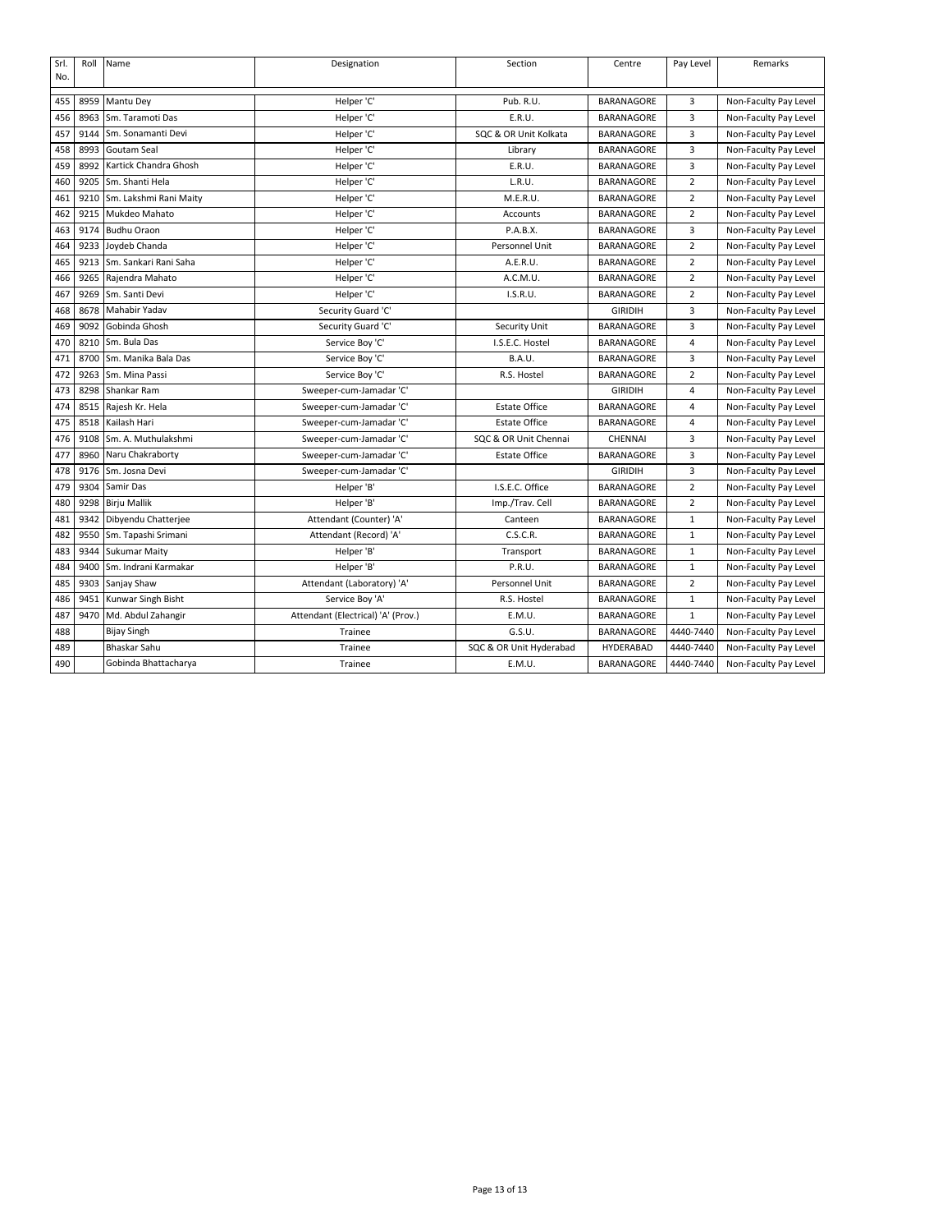| Srl. No. | Roll | Name | Designation | Section | Centre | Pay Level | Remarks |
|---|---|---|---|---|---|---|---|
| 455 | 8959 | Mantu Dey | Helper 'C' | Pub. R.U. | BARANAGORE | 3 | Non-Faculty Pay Level |
| 456 | 8963 | Sm. Taramoti Das | Helper 'C' | E.R.U. | BARANAGORE | 3 | Non-Faculty Pay Level |
| 457 | 9144 | Sm. Sonamanti Devi | Helper 'C' | SQC & OR Unit Kolkata | BARANAGORE | 3 | Non-Faculty Pay Level |
| 458 | 8993 | Goutam Seal | Helper 'C' | Library | BARANAGORE | 3 | Non-Faculty Pay Level |
| 459 | 8992 | Kartick Chandra Ghosh | Helper 'C' | E.R.U. | BARANAGORE | 3 | Non-Faculty Pay Level |
| 460 | 9205 | Sm. Shanti Hela | Helper 'C' | L.R.U. | BARANAGORE | 2 | Non-Faculty Pay Level |
| 461 | 9210 | Sm. Lakshmi Rani Maity | Helper 'C' | M.E.R.U. | BARANAGORE | 2 | Non-Faculty Pay Level |
| 462 | 9215 | Mukdeo Mahato | Helper 'C' | Accounts | BARANAGORE | 2 | Non-Faculty Pay Level |
| 463 | 9174 | Budhu Oraon | Helper 'C' | P.A.B.X. | BARANAGORE | 3 | Non-Faculty Pay Level |
| 464 | 9233 | Joydeb Chanda | Helper 'C' | Personnel Unit | BARANAGORE | 2 | Non-Faculty Pay Level |
| 465 | 9213 | Sm. Sankari Rani Saha | Helper 'C' | A.E.R.U. | BARANAGORE | 2 | Non-Faculty Pay Level |
| 466 | 9265 | Rajendra Mahato | Helper 'C' | A.C.M.U. | BARANAGORE | 2 | Non-Faculty Pay Level |
| 467 | 9269 | Sm. Santi Devi | Helper 'C' | I.S.R.U. | BARANAGORE | 2 | Non-Faculty Pay Level |
| 468 | 8678 | Mahabir Yadav | Security Guard 'C' | | GIRIDIH | 3 | Non-Faculty Pay Level |
| 469 | 9092 | Gobinda Ghosh | Security Guard 'C' | Security Unit | BARANAGORE | 3 | Non-Faculty Pay Level |
| 470 | 8210 | Sm. Bula Das | Service Boy 'C' | I.S.E.C. Hostel | BARANAGORE | 4 | Non-Faculty Pay Level |
| 471 | 8700 | Sm. Manika Bala Das | Service Boy 'C' | B.A.U. | BARANAGORE | 3 | Non-Faculty Pay Level |
| 472 | 9263 | Sm. Mina Passi | Service Boy 'C' | R.S. Hostel | BARANAGORE | 2 | Non-Faculty Pay Level |
| 473 | 8298 | Shankar Ram | Sweeper-cum-Jamadar 'C' | | GIRIDIH | 4 | Non-Faculty Pay Level |
| 474 | 8515 | Rajesh Kr. Hela | Sweeper-cum-Jamadar 'C' | Estate Office | BARANAGORE | 4 | Non-Faculty Pay Level |
| 475 | 8518 | Kailash Hari | Sweeper-cum-Jamadar 'C' | Estate Office | BARANAGORE | 4 | Non-Faculty Pay Level |
| 476 | 9108 | Sm. A. Muthulakshmi | Sweeper-cum-Jamadar 'C' | SQC & OR Unit Chennai | CHENNAI | 3 | Non-Faculty Pay Level |
| 477 | 8960 | Naru Chakraborty | Sweeper-cum-Jamadar 'C' | Estate Office | BARANAGORE | 3 | Non-Faculty Pay Level |
| 478 | 9176 | Sm. Josna Devi | Sweeper-cum-Jamadar 'C' | | GIRIDIH | 3 | Non-Faculty Pay Level |
| 479 | 9304 | Samir Das | Helper 'B' | I.S.E.C. Office | BARANAGORE | 2 | Non-Faculty Pay Level |
| 480 | 9298 | Birju Mallik | Helper 'B' | Imp./Trav. Cell | BARANAGORE | 2 | Non-Faculty Pay Level |
| 481 | 9342 | Dibyendu Chatterjee | Attendant (Counter) 'A' | Canteen | BARANAGORE | 1 | Non-Faculty Pay Level |
| 482 | 9550 | Sm. Tapashi Srimani | Attendant (Record) 'A' | C.S.C.R. | BARANAGORE | 1 | Non-Faculty Pay Level |
| 483 | 9344 | Sukumar Maity | Helper 'B' | Transport | BARANAGORE | 1 | Non-Faculty Pay Level |
| 484 | 9400 | Sm. Indrani Karmakar | Helper 'B' | P.R.U. | BARANAGORE | 1 | Non-Faculty Pay Level |
| 485 | 9303 | Sanjay Shaw | Attendant (Laboratory) 'A' | Personnel Unit | BARANAGORE | 2 | Non-Faculty Pay Level |
| 486 | 9451 | Kunwar Singh Bisht | Service Boy 'A' | R.S. Hostel | BARANAGORE | 1 | Non-Faculty Pay Level |
| 487 | 9470 | Md. Abdul Zahangir | Attendant (Electrical) 'A' (Prov.) | E.M.U. | BARANAGORE | 1 | Non-Faculty Pay Level |
| 488 | | Bijay Singh | Trainee | G.S.U. | BARANAGORE | 4440-7440 | Non-Faculty Pay Level |
| 489 | | Bhaskar Sahu | Trainee | SQC & OR Unit Hyderabad | HYDERABAD | 4440-7440 | Non-Faculty Pay Level |
| 490 | | Gobinda Bhattacharya | Trainee | E.M.U. | BARANAGORE | 4440-7440 | Non-Faculty Pay Level |